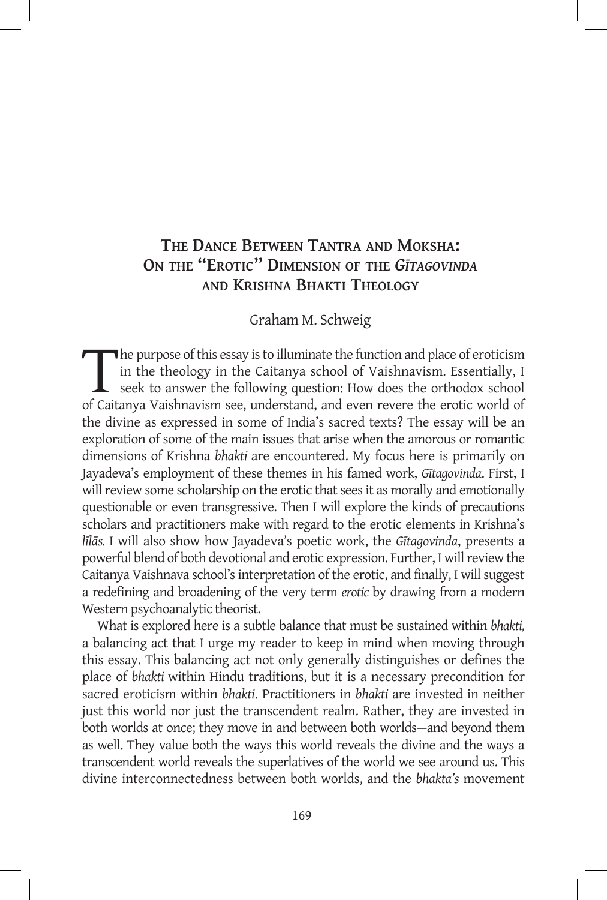# The Dance Between Tantra and Moksha: On the "Erotic" Dimension of the *Gītagovinda* and Krishna Bhakti Theology

Graham M. Schweig

The purpose of this essay is to illuminate the function and place of eroticism in the theology in the Caitanya school of Vaishnavism. Essentially, I seek to answer the following question: How does the orthodox school of Caitanya Vaishnavism see, understand, and even revere the erotic world of the divine as expressed in some of India's sacred texts? The essay will be an exploration of some of the main issues that arise when the amorous or romantic dimensions of Krishna *bhakti* are encountered. My focus here is primarily on Jayadeva's employment of these themes in his famed work, *Gītagovinda*. First, I will review some scholarship on the erotic that sees it as morally and emotionally questionable or even transgressive. Then I will explore the kinds of precautions scholars and practitioners make with regard to the erotic elements in Krishna's *līlās.* I will also show how Jayadeva's poetic work, the *Gītagovinda*, presents a powerful blend of both devotional and erotic expression. Further, I will review the Caitanya Vaishnava school's interpretation of the erotic, and finally, I will suggest a redefining and broadening of the very term *erotic* by drawing from a modern Western psychoanalytic theorist.

What is explored here is a subtle balance that must be sustained within *bhakti,* a balancing act that I urge my reader to keep in mind when moving through this essay. This balancing act not only generally distinguishes or defines the place of *bhakti* within Hindu traditions, but it is a necessary precondition for sacred eroticism within *bhakti*. Practitioners in *bhakti* are invested in neither just this world nor just the transcendent realm. Rather, they are invested in both worlds at once; they move in and between both worlds—and beyond them as well. They value both the ways this world reveals the divine and the ways a transcendent world reveals the superlatives of the world we see around us. This divine interconnectedness between both worlds, and the *bhakta's* movement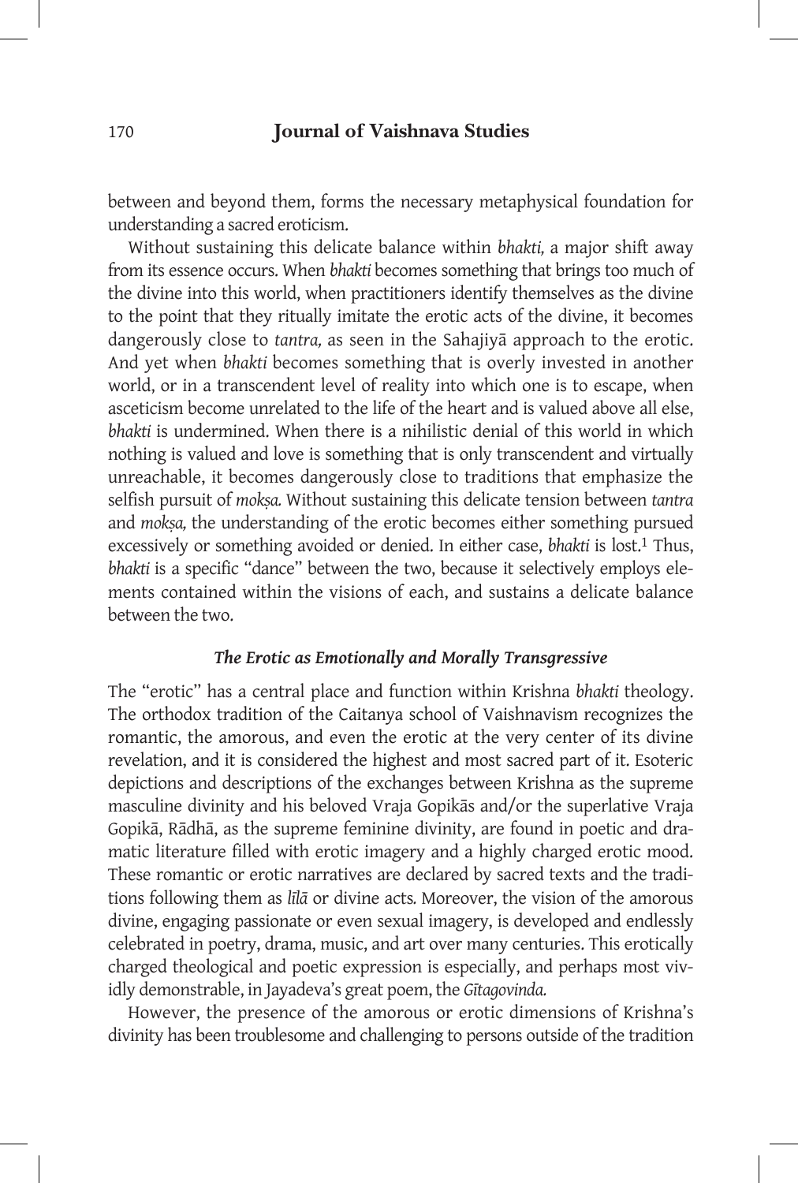between and beyond them, forms the necessary metaphysical foundation for understanding a sacred eroticism.

Without sustaining this delicate balance within *bhakti,* a major shift away from its essence occurs. When *bhakti* becomes something that brings too much of the divine into this world, when practitioners identify themselves as the divine to the point that they ritually imitate the erotic acts of the divine, it becomes dangerously close to *tantra,* as seen in the Sahajiyā approach to the erotic. And yet when *bhakti* becomes something that is overly invested in another world, or in a transcendent level of reality into which one is to escape, when asceticism become unrelated to the life of the heart and is valued above all else, *bhakti* is undermined. When there is a nihilistic denial of this world in which nothing is valued and love is something that is only transcendent and virtually unreachable, it becomes dangerously close to traditions that emphasize the selfish pursuit of *mokṣa.* Without sustaining this delicate tension between *tantra* and *mokṣa,* the understanding of the erotic becomes either something pursued excessively or something avoided or denied. In either case, *bhakti* is lost.[1] Thus, *bhakti* is a specific "dance" between the two, because it selectively employs elements contained within the visions of each, and sustains a delicate balance between the two.

### *The Erotic as Emotionally and Morally Transgressive*

The "erotic" has a central place and function within Krishna *bhakti* theology. The orthodox tradition of the Caitanya school of Vaishnavism recognizes the romantic, the amorous, and even the erotic at the very center of its divine revelation, and it is considered the highest and most sacred part of it. Esoteric depictions and descriptions of the exchanges between Krishna as the supreme masculine divinity and his beloved Vraja Gopikās and/or the superlative Vraja Gopikā, Rādhā, as the supreme feminine divinity, are found in poetic and dramatic literature filled with erotic imagery and a highly charged erotic mood. These romantic or erotic narratives are declared by sacred texts and the traditions following them as *līlā* or divine acts. Moreover, the vision of the amorous divine, engaging passionate or even sexual imagery, is developed and endlessly celebrated in poetry, drama, music, and art over many centuries. This erotically charged theological and poetic expression is especially, and perhaps most vividly demonstrable, in Jayadeva's great poem, the *Gītagovinda.*

However, the presence of the amorous or erotic dimensions of Krishna's divinity has been troublesome and challenging to persons outside of the tradition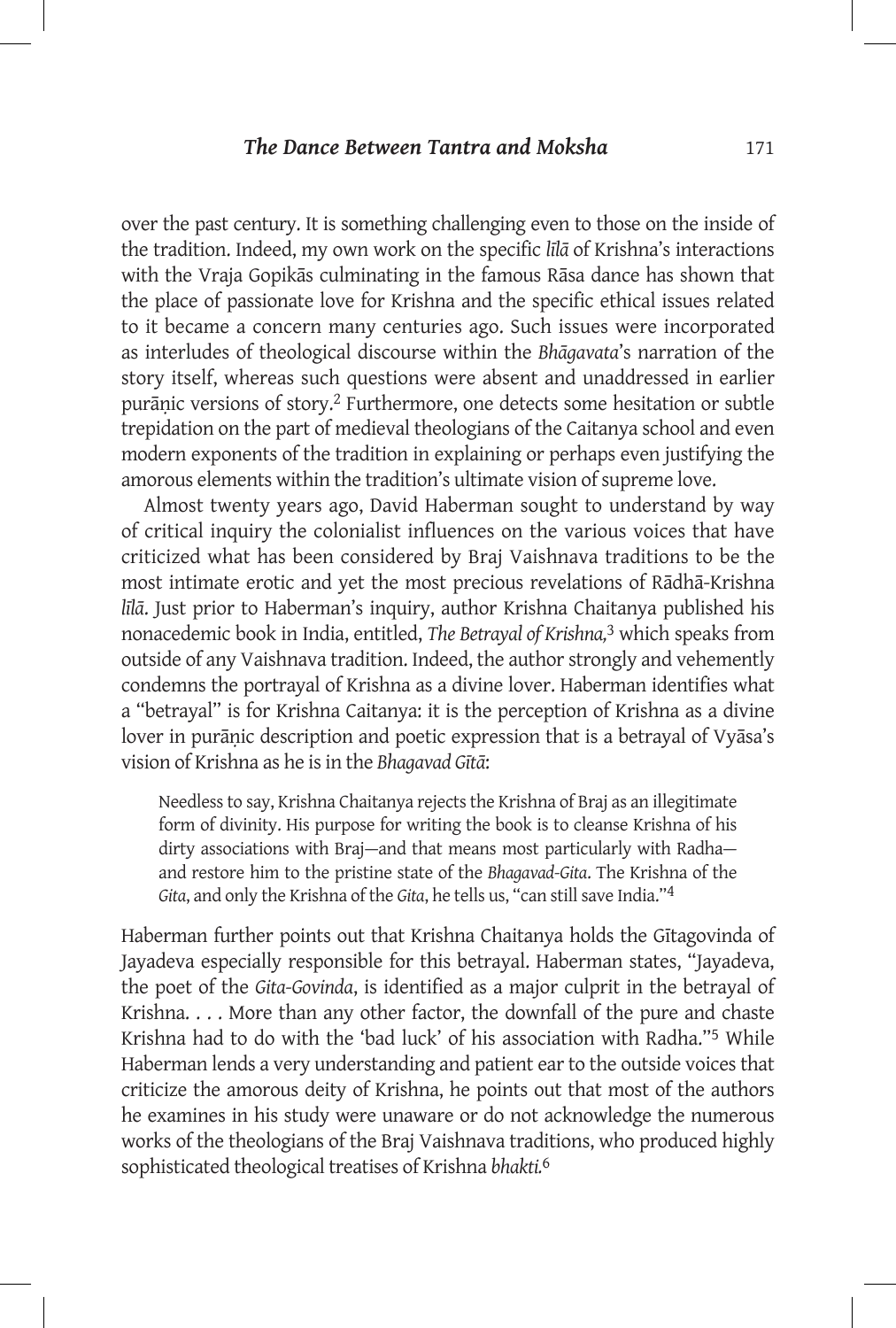over the past century. It is something challenging even to those on the inside of the tradition. Indeed, my own work on the specific *līlā* of Krishna's interactions with the Vraja Gopikās culminating in the famous Rāsa dance has shown that the place of passionate love for Krishna and the specific ethical issues related to it became a concern many centuries ago. Such issues were incorporated as interludes of theological discourse within the *Bhāgavata*'s narration of the story itself, whereas such questions were absent and unaddressed in earlier purāṇic versions of story.[2] Furthermore, one detects some hesitation or subtle trepidation on the part of medieval theologians of the Caitanya school and even modern exponents of the tradition in explaining or perhaps even justifying the amorous elements within the tradition's ultimate vision of supreme love.

Almost twenty years ago, David Haberman sought to understand by way of critical inquiry the colonialist influences on the various voices that have criticized what has been considered by Braj Vaishnava traditions to be the most intimate erotic and yet the most precious revelations of Rādhā-Krishna *līlā*. Just prior to Haberman's inquiry, author Krishna Chaitanya published his nonacedemic book in India, entitled, *The Betrayal of Krishna,*[3] which speaks from outside of any Vaishnava tradition. Indeed, the author strongly and vehemently condemns the portrayal of Krishna as a divine lover. Haberman identifies what a "betrayal" is for Krishna Caitanya: it is the perception of Krishna as a divine lover in purāṇic description and poetic expression that is a betrayal of Vyāsa's vision of Krishna as he is in the *Bhagavad Gītā*:

> Needless to say, Krishna Chaitanya rejects the Krishna of Braj as an illegitimate form of divinity. His purpose for writing the book is to cleanse Krishna of his dirty associations with Braj—and that means most particularly with Radha—and restore him to the pristine state of the *Bhagavad-Gita*. The Krishna of the *Gita*, and only the Krishna of the *Gita*, he tells us, "can still save India."[4]

Haberman further points out that Krishna Chaitanya holds the Gītagovinda of Jayadeva especially responsible for this betrayal. Haberman states, "Jayadeva, the poet of the *Gita-Govinda*, is identified as a major culprit in the betrayal of Krishna. . . . More than any other factor, the downfall of the pure and chaste Krishna had to do with the 'bad luck' of his association with Radha."[5] While Haberman lends a very understanding and patient ear to the outside voices that criticize the amorous deity of Krishna, he points out that most of the authors he examines in his study were unaware or do not acknowledge the numerous works of the theologians of the Braj Vaishnava traditions, who produced highly sophisticated theological treatises of Krishna *bhakti.*[6]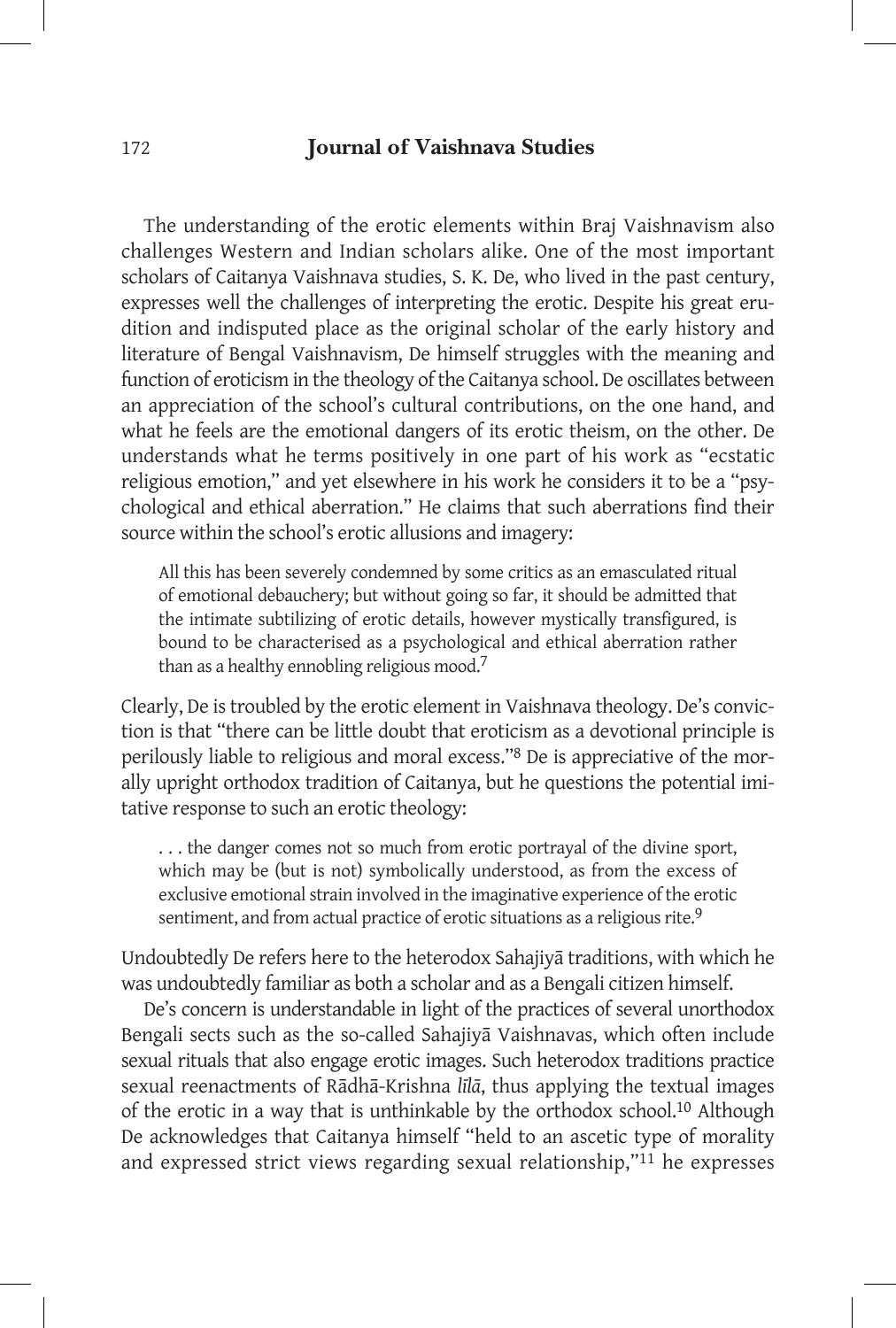The understanding of the erotic elements within Braj Vaishnavism also challenges Western and Indian scholars alike. One of the most important scholars of Caitanya Vaishnava studies, S. K. De, who lived in the past century, expresses well the challenges of interpreting the erotic. Despite his great erudition and indisputed place as the original scholar of the early history and literature of Bengal Vaishnavism, De himself struggles with the meaning and function of eroticism in the theology of the Caitanya school. De oscillates between an appreciation of the school's cultural contributions, on the one hand, and what he feels are the emotional dangers of its erotic theism, on the other. De understands what he terms positively in one part of his work as "ecstatic religious emotion," and yet elsewhere in his work he considers it to be a "psychological and ethical aberration." He claims that such aberrations find their source within the school's erotic allusions and imagery:

> All this has been severely condemned by some critics as an emasculated ritual of emotional debauchery; but without going so far, it should be admitted that the intimate subtilizing of erotic details, however mystically transfigured, is bound to be characterised as a psychological and ethical aberration rather than as a healthy ennobling religious mood.[7]

Clearly, De is troubled by the erotic element in Vaishnava theology. De's conviction is that "there can be little doubt that eroticism as a devotional principle is perilously liable to religious and moral excess."[8] De is appreciative of the morally upright orthodox tradition of Caitanya, but he questions the potential imitative response to such an erotic theology:

> . . . the danger comes not so much from erotic portrayal of the divine sport, which may be (but is not) symbolically understood, as from the excess of exclusive emotional strain involved in the imaginative experience of the erotic sentiment, and from actual practice of erotic situations as a religious rite.[9]

Undoubtedly De refers here to the heterodox Sahajiyā traditions, with which he was undoubtedly familiar as both a scholar and as a Bengali citizen himself.

De's concern is understandable in light of the practices of several unorthodox Bengali sects such as the so-called Sahajiyā Vaishnavas, which often include sexual rituals that also engage erotic images. Such heterodox traditions practice sexual reenactments of Rādhā-Krishna *līlā*, thus applying the textual images of the erotic in a way that is unthinkable by the orthodox school.[10] Although De acknowledges that Caitanya himself "held to an ascetic type of morality and expressed strict views regarding sexual relationship,"[11] he expresses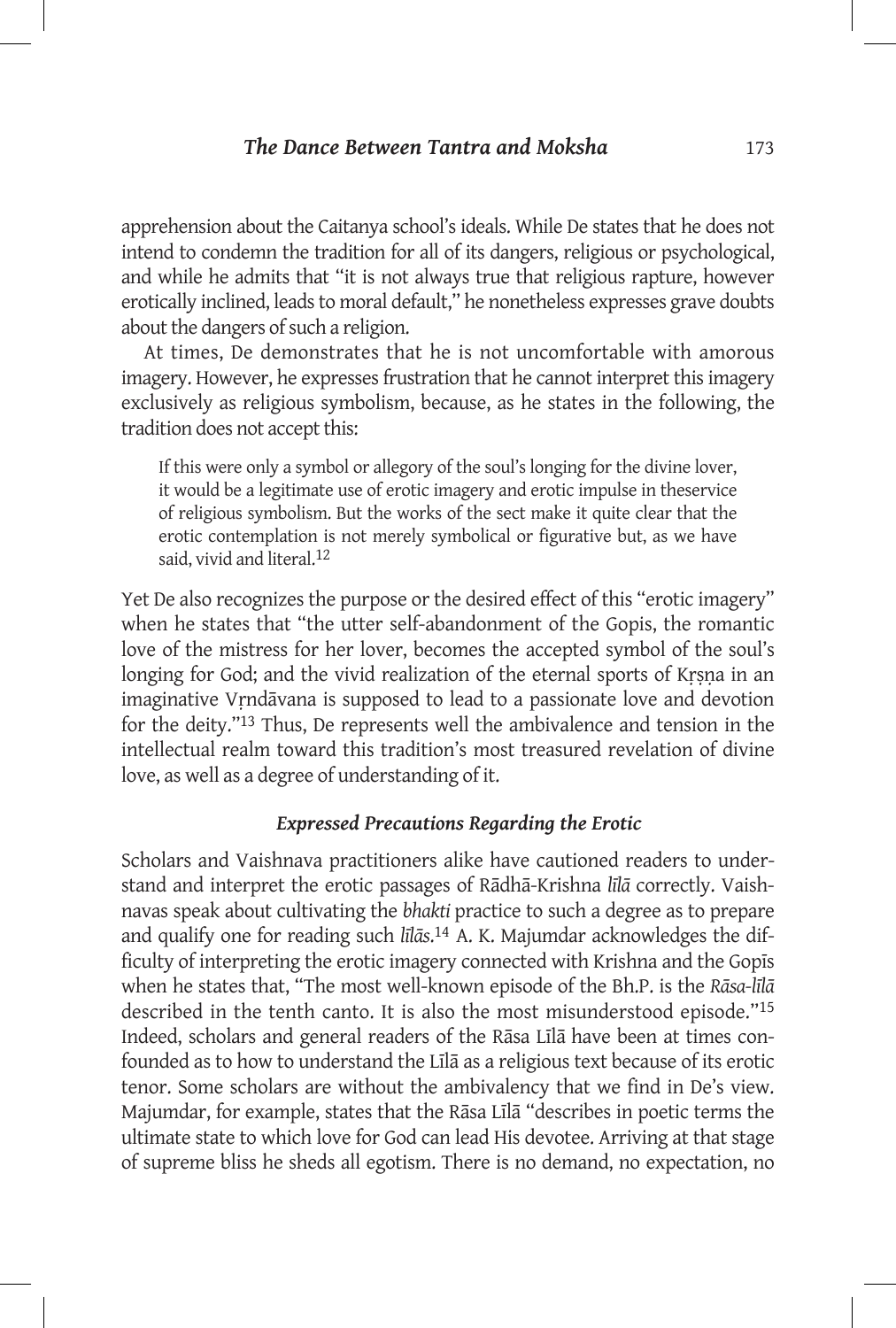apprehension about the Caitanya school's ideals. While De states that he does not intend to condemn the tradition for all of its dangers, religious or psychological, and while he admits that "it is not always true that religious rapture, however erotically inclined, leads to moral default," he nonetheless expresses grave doubts about the dangers of such a religion.

At times, De demonstrates that he is not uncomfortable with amorous imagery. However, he expresses frustration that he cannot interpret this imagery exclusively as religious symbolism, because, as he states in the following, the tradition does not accept this:

> If this were only a symbol or allegory of the soul's longing for the divine lover, it would be a legitimate use of erotic imagery and erotic impulse in theservice of religious symbolism. But the works of the sect make it quite clear that the erotic contemplation is not merely symbolical or figurative but, as we have said, vivid and literal.[12]

Yet De also recognizes the purpose or the desired effect of this "erotic imagery" when he states that "the utter self-abandonment of the Gopis, the romantic love of the mistress for her lover, becomes the accepted symbol of the soul's longing for God; and the vivid realization of the eternal sports of Kṛṣṇa in an imaginative Vṛndāvana is supposed to lead to a passionate love and devotion for the deity."[13] Thus, De represents well the ambivalence and tension in the intellectual realm toward this tradition's most treasured revelation of divine love, as well as a degree of understanding of it.

### *Expressed Precautions Regarding the Erotic*

Scholars and Vaishnava practitioners alike have cautioned readers to understand and interpret the erotic passages of Rādhā-Krishna *līlā* correctly. Vaishnavas speak about cultivating the *bhakti* practice to such a degree as to prepare and qualify one for reading such *līlās*.[14] A. K. Majumdar acknowledges the difficulty of interpreting the erotic imagery connected with Krishna and the Gopīs when he states that, "The most well-known episode of the Bh.P. is the *Rāsa-līlā* described in the tenth canto. It is also the most misunderstood episode."[15] Indeed, scholars and general readers of the Rāsa Līlā have been at times confounded as to how to understand the Līlā as a religious text because of its erotic tenor. Some scholars are without the ambivalency that we find in De's view. Majumdar, for example, states that the Rāsa Līlā "describes in poetic terms the ultimate state to which love for God can lead His devotee. Arriving at that stage of supreme bliss he sheds all egotism. There is no demand, no expectation, no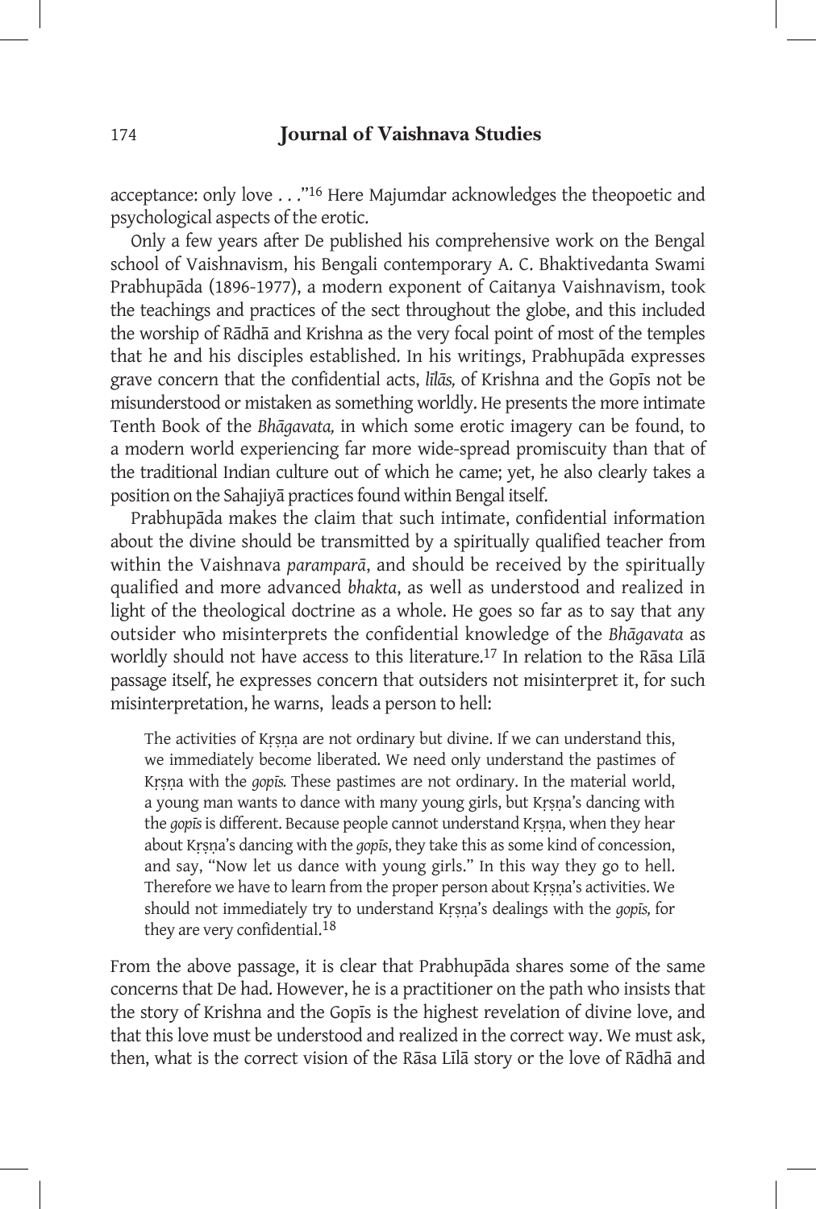acceptance: only love . . ."[16] Here Majumdar acknowledges the theopoetic and psychological aspects of the erotic.

Only a few years after De published his comprehensive work on the Bengal school of Vaishnavism, his Bengali contemporary A. C. Bhaktivedanta Swami Prabhupāda (1896-1977), a modern exponent of Caitanya Vaishnavism, took the teachings and practices of the sect throughout the globe, and this included the worship of Rādhā and Krishna as the very focal point of most of the temples that he and his disciples established. In his writings, Prabhupāda expresses grave concern that the confidential acts, *līlās,* of Krishna and the Gopīs not be misunderstood or mistaken as something worldly. He presents the more intimate Tenth Book of the *Bhāgavata,* in which some erotic imagery can be found, to a modern world experiencing far more wide-spread promiscuity than that of the traditional Indian culture out of which he came; yet, he also clearly takes a position on the Sahajiyā practices found within Bengal itself.

Prabhupāda makes the claim that such intimate, confidential information about the divine should be transmitted by a spiritually qualified teacher from within the Vaishnava *paramparā*, and should be received by the spiritually qualified and more advanced *bhakta*, as well as understood and realized in light of the theological doctrine as a whole. He goes so far as to say that any outsider who misinterprets the confidential knowledge of the *Bhāgavata* as worldly should not have access to this literature.[17] In relation to the Rāsa Līlā passage itself, he expresses concern that outsiders not misinterpret it, for such misinterpretation, he warns, leads a person to hell:

> The activities of Kṛṣṇa are not ordinary but divine. If we can understand this, we immediately become liberated. We need only understand the pastimes of Kṛṣṇa with the *gopīs.* These pastimes are not ordinary. In the material world, a young man wants to dance with many young girls, but Kṛṣṇa's dancing with the *gopīs* is different. Because people cannot understand Kṛṣṇa, when they hear about Kṛṣṇa's dancing with the *gopīs*, they take this as some kind of concession, and say, "Now let us dance with young girls." In this way they go to hell. Therefore we have to learn from the proper person about Kṛṣṇa's activities. We should not immediately try to understand Kṛṣṇa's dealings with the *gopīs,* for they are very confidential.[18]

From the above passage, it is clear that Prabhupāda shares some of the same concerns that De had. However, he is a practitioner on the path who insists that the story of Krishna and the Gopīs is the highest revelation of divine love, and that this love must be understood and realized in the correct way. We must ask, then, what is the correct vision of the Rāsa Līlā story or the love of Rādhā and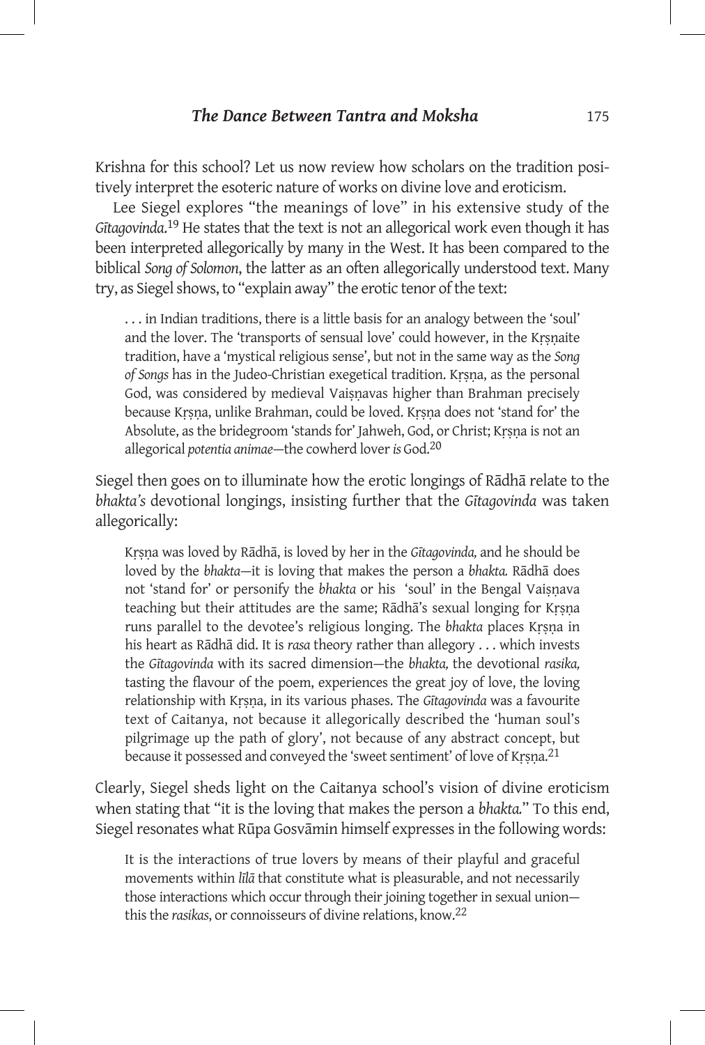Krishna for this school? Let us now review how scholars on the tradition positively interpret the esoteric nature of works on divine love and eroticism.

Lee Siegel explores "the meanings of love" in his extensive study of the *Gītagovinda*.[19] He states that the text is not an allegorical work even though it has been interpreted allegorically by many in the West. It has been compared to the biblical *Song of Solomon*, the latter as an often allegorically understood text. Many try, as Siegel shows, to "explain away" the erotic tenor of the text:

> . . . in Indian traditions, there is a little basis for an analogy between the 'soul' and the lover. The 'transports of sensual love' could however, in the Kṛṣṇaite tradition, have a 'mystical religious sense', but not in the same way as the *Song of Songs* has in the Judeo-Christian exegetical tradition. Kṛṣṇa, as the personal God, was considered by medieval Vaiṣṇavas higher than Brahman precisely because Kṛṣṇa, unlike Brahman, could be loved. Kṛṣṇa does not 'stand for' the Absolute, as the bridegroom 'stands for' Jahweh, God, or Christ; Kṛṣṇa is not an allegorical *potentia animae*—the cowherd lover *is* God.[20]

Siegel then goes on to illuminate how the erotic longings of Rādhā relate to the *bhakta's* devotional longings, insisting further that the *Gītagovinda* was taken allegorically:

> Kṛṣṇa was loved by Rādhā, is loved by her in the *Gītagovinda,* and he should be loved by the *bhakta*—it is loving that makes the person a *bhakta.* Rādhā does not 'stand for' or personify the *bhakta* or his 'soul' in the Bengal Vaiṣṇava teaching but their attitudes are the same; Rādhā's sexual longing for Kṛṣṇa runs parallel to the devotee's religious longing. The *bhakta* places Kṛṣṇa in his heart as Rādhā did. It is *rasa* theory rather than allegory . . . which invests the *Gītagovinda* with its sacred dimension—the *bhakta,* the devotional *rasika,* tasting the flavour of the poem, experiences the great joy of love, the loving relationship with Kṛṣṇa, in its various phases. The *Gītagovinda* was a favourite text of Caitanya, not because it allegorically described the 'human soul's pilgrimage up the path of glory', not because of any abstract concept, but because it possessed and conveyed the 'sweet sentiment' of love of Kṛṣṇa.[21]

Clearly, Siegel sheds light on the Caitanya school's vision of divine eroticism when stating that "it is the loving that makes the person a *bhakta.*" To this end, Siegel resonates what Rūpa Gosvāmin himself expresses in the following words:

> It is the interactions of true lovers by means of their playful and graceful movements within *līlā* that constitute what is pleasurable, and not necessarily those interactions which occur through their joining together in sexual union—this the *rasikas*, or connoisseurs of divine relations, know.[22]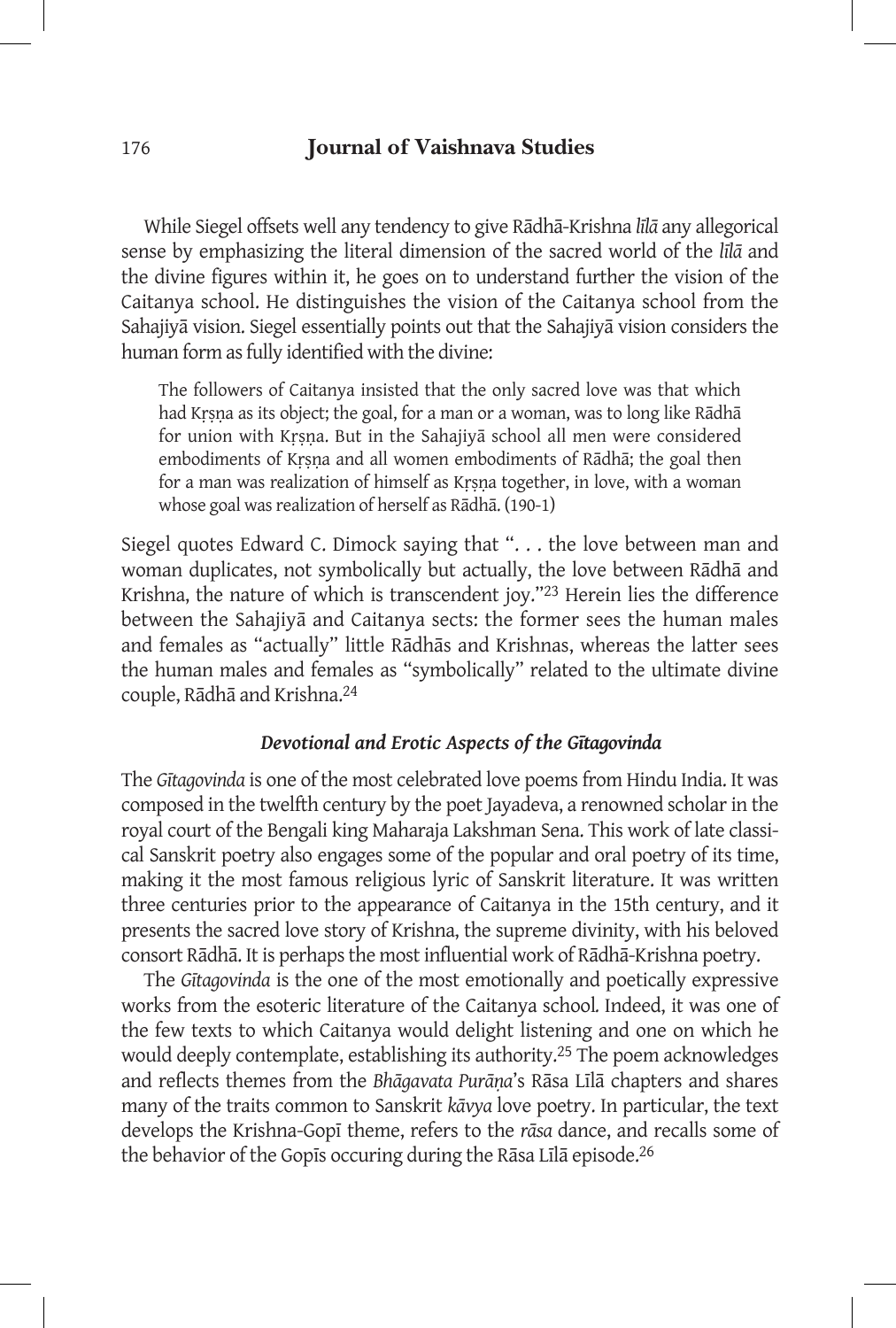While Siegel offsets well any tendency to give Rādhā-Krishna *līlā* any allegorical sense by emphasizing the literal dimension of the sacred world of the *līlā* and the divine figures within it, he goes on to understand further the vision of the Caitanya school. He distinguishes the vision of the Caitanya school from the Sahajiyā vision. Siegel essentially points out that the Sahajiyā vision considers the human form as fully identified with the divine:

> The followers of Caitanya insisted that the only sacred love was that which had Kṛṣṇa as its object; the goal, for a man or a woman, was to long like Rādhā for union with Kṛṣṇa. But in the Sahajiyā school all men were considered embodiments of Kṛṣṇa and all women embodiments of Rādhā; the goal then for a man was realization of himself as Kṛṣṇa together, in love, with a woman whose goal was realization of herself as Rādhā. (190-1)

Siegel quotes Edward C. Dimock saying that ". . . the love between man and woman duplicates, not symbolically but actually, the love between Rādhā and Krishna, the nature of which is transcendent joy."[23] Herein lies the difference between the Sahajiyā and Caitanya sects: the former sees the human males and females as "actually" little Rādhās and Krishnas, whereas the latter sees the human males and females as "symbolically" related to the ultimate divine couple, Rādhā and Krishna.[24]

### *Devotional and Erotic Aspects of the Gītagovinda*

The *Gītagovinda* is one of the most celebrated love poems from Hindu India. It was composed in the twelfth century by the poet Jayadeva, a renowned scholar in the royal court of the Bengali king Maharaja Lakshman Sena. This work of late classical Sanskrit poetry also engages some of the popular and oral poetry of its time, making it the most famous religious lyric of Sanskrit literature. It was written three centuries prior to the appearance of Caitanya in the 15th century, and it presents the sacred love story of Krishna, the supreme divinity, with his beloved consort Rādhā. It is perhaps the most influential work of Rādhā-Krishna poetry.

The *Gītagovinda* is the one of the most emotionally and poetically expressive works from the esoteric literature of the Caitanya school. Indeed, it was one of the few texts to which Caitanya would delight listening and one on which he would deeply contemplate, establishing its authority.[25] The poem acknowledges and reflects themes from the *Bhāgavata Purāṇa*'s Rāsa Līlā chapters and shares many of the traits common to Sanskrit *kāvya* love poetry. In particular, the text develops the Krishna-Gopī theme, refers to the *rāsa* dance, and recalls some of the behavior of the Gopīs occuring during the Rāsa Līlā episode.[26]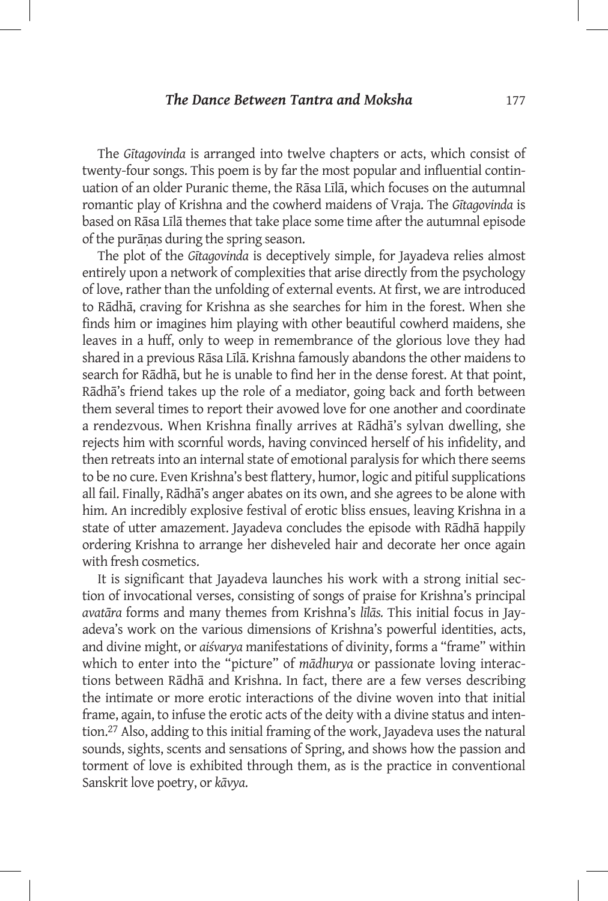The *Gītagovinda* is arranged into twelve chapters or acts, which consist of twenty-four songs. This poem is by far the most popular and influential continuation of an older Puranic theme, the Rāsa Līlā, which focuses on the autumnal romantic play of Krishna and the cowherd maidens of Vraja. The *Gītagovinda* is based on Rāsa Līlā themes that take place some time after the autumnal episode of the purāṇas during the spring season.

The plot of the *Gītagovinda* is deceptively simple, for Jayadeva relies almost entirely upon a network of complexities that arise directly from the psychology of love, rather than the unfolding of external events. At first, we are introduced to Rādhā, craving for Krishna as she searches for him in the forest. When she finds him or imagines him playing with other beautiful cowherd maidens, she leaves in a huff, only to weep in remembrance of the glorious love they had shared in a previous Rāsa Līlā. Krishna famously abandons the other maidens to search for Rādhā, but he is unable to find her in the dense forest. At that point, Rādhā's friend takes up the role of a mediator, going back and forth between them several times to report their avowed love for one another and coordinate a rendezvous. When Krishna finally arrives at Rādhā's sylvan dwelling, she rejects him with scornful words, having convinced herself of his infidelity, and then retreats into an internal state of emotional paralysis for which there seems to be no cure. Even Krishna's best flattery, humor, logic and pitiful supplications all fail. Finally, Rādhā's anger abates on its own, and she agrees to be alone with him. An incredibly explosive festival of erotic bliss ensues, leaving Krishna in a state of utter amazement. Jayadeva concludes the episode with Rādhā happily ordering Krishna to arrange her disheveled hair and decorate her once again with fresh cosmetics.

It is significant that Jayadeva launches his work with a strong initial section of invocational verses, consisting of songs of praise for Krishna's principal *avatāra* forms and many themes from Krishna's *līlās.* This initial focus in Jayadeva's work on the various dimensions of Krishna's powerful identities, acts, and divine might, or *aiśvarya* manifestations of divinity, forms a "frame" within which to enter into the "picture" of *mādhurya* or passionate loving interactions between Rādhā and Krishna. In fact, there are a few verses describing the intimate or more erotic interactions of the divine woven into that initial frame, again, to infuse the erotic acts of the deity with a divine status and intention.[27] Also, adding to this initial framing of the work, Jayadeva uses the natural sounds, sights, scents and sensations of Spring, and shows how the passion and torment of love is exhibited through them, as is the practice in conventional Sanskrit love poetry, or *kāvya*.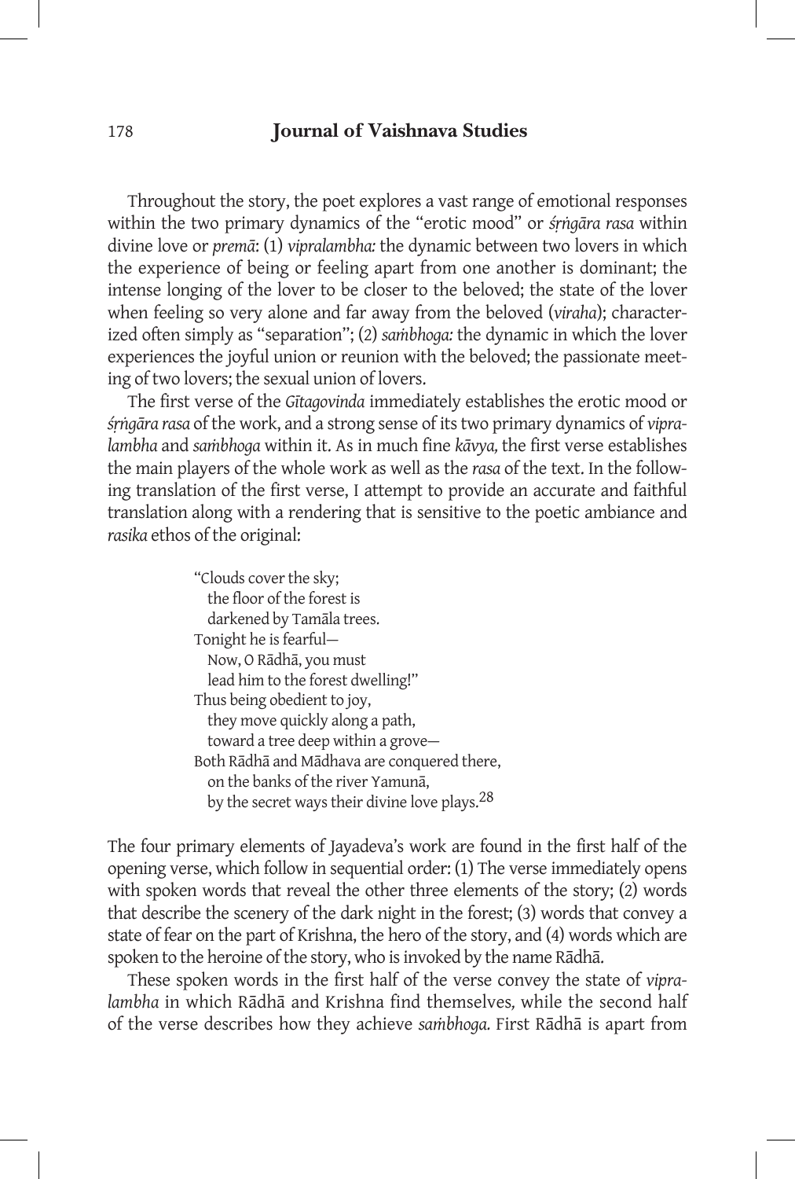Throughout the story, the poet explores a vast range of emotional responses within the two primary dynamics of the "erotic mood" or *śṛṅgāra rasa* within divine love or *premā*: (1) *vipralambha:* the dynamic between two lovers in which the experience of being or feeling apart from one another is dominant; the intense longing of the lover to be closer to the beloved; the state of the lover when feeling so very alone and far away from the beloved (*viraha*); characterized often simply as "separation"; (2) *saṁbhoga:* the dynamic in which the lover experiences the joyful union or reunion with the beloved; the passionate meeting of two lovers; the sexual union of lovers.

The first verse of the *Gītagovinda* immediately establishes the erotic mood or *śṛṅgāra rasa* of the work, and a strong sense of its two primary dynamics of *vipralambha* and *saṁbhoga* within it. As in much fine *kāvya,* the first verse establishes the main players of the whole work as well as the *rasa* of the text. In the following translation of the first verse, I attempt to provide an accurate and faithful translation along with a rendering that is sensitive to the poetic ambiance and *rasika* ethos of the original:

> "Clouds cover the sky;
>   the floor of the forest is
>   darkened by Tamāla trees.
> Tonight he is fearful—
>   Now, O Rādhā, you must
>   lead him to the forest dwelling!"
> Thus being obedient to joy,
>   they move quickly along a path,
>   toward a tree deep within a grove—
> Both Rādhā and Mādhava are conquered there,
>   on the banks of the river Yamunā,
>   by the secret ways their divine love plays.[28]

The four primary elements of Jayadeva's work are found in the first half of the opening verse, which follow in sequential order: (1) The verse immediately opens with spoken words that reveal the other three elements of the story; (2) words that describe the scenery of the dark night in the forest; (3) words that convey a state of fear on the part of Krishna, the hero of the story, and (4) words which are spoken to the heroine of the story, who is invoked by the name Rādhā.

These spoken words in the first half of the verse convey the state of *vipralambha* in which Rādhā and Krishna find themselves*,* while the second half of the verse describes how they achieve *saṁbhoga.* First Rādhā is apart from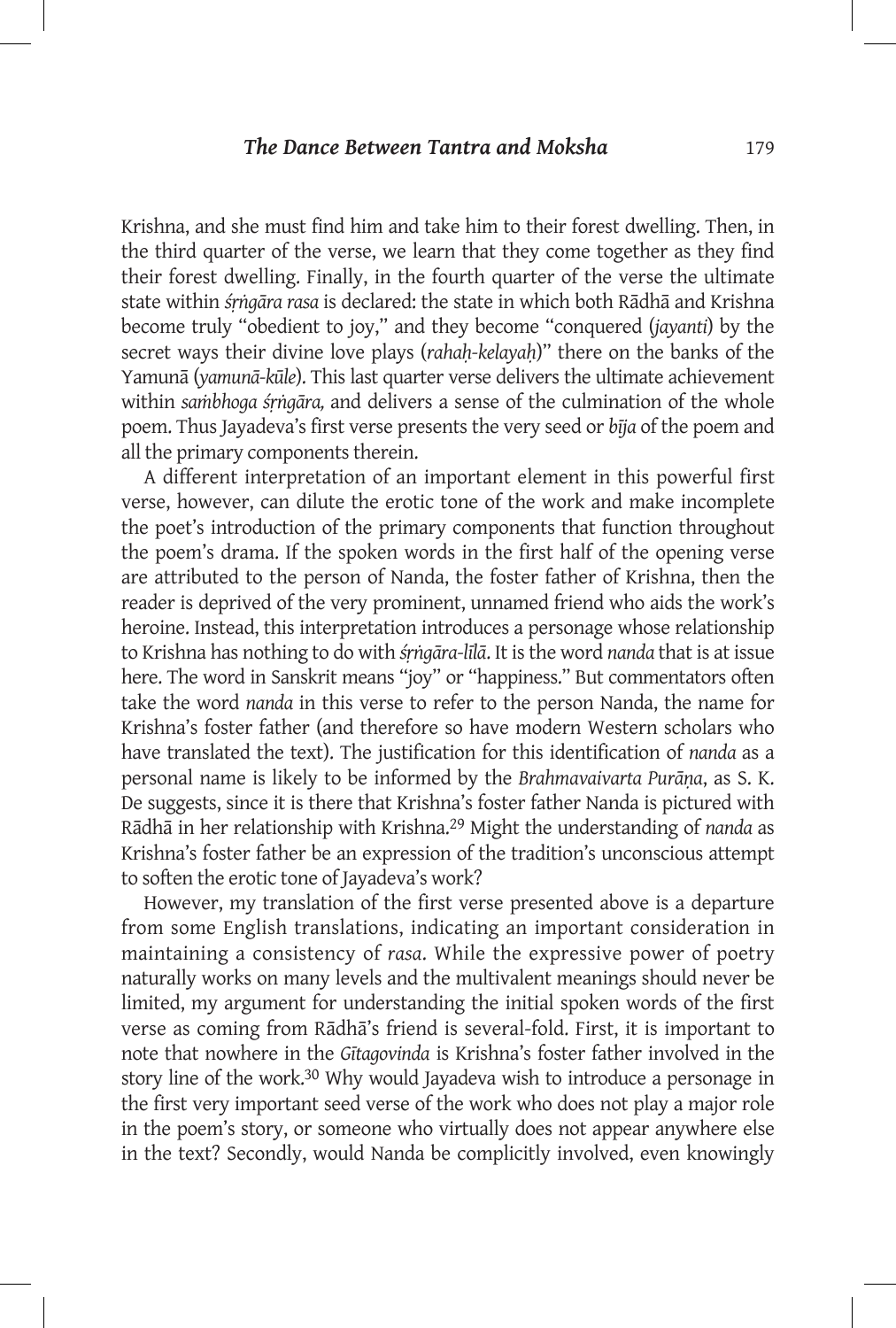Krishna, and she must find him and take him to their forest dwelling. Then, in the third quarter of the verse, we learn that they come together as they find their forest dwelling. Finally, in the fourth quarter of the verse the ultimate state within *śṛṅgāra rasa* is declared: the state in which both Rādhā and Krishna become truly "obedient to joy," and they become "conquered (*jayanti*) by the secret ways their divine love plays (*rahaḥ-kelayaḥ*)" there on the banks of the Yamunā (*yamunā-kūle*). This last quarter verse delivers the ultimate achievement within *saṁbhoga śṛṅgāra,* and delivers a sense of the culmination of the whole poem. Thus Jayadeva's first verse presents the very seed or *bīja* of the poem and all the primary components therein.

A different interpretation of an important element in this powerful first verse, however, can dilute the erotic tone of the work and make incomplete the poet's introduction of the primary components that function throughout the poem's drama. If the spoken words in the first half of the opening verse are attributed to the person of Nanda, the foster father of Krishna, then the reader is deprived of the very prominent, unnamed friend who aids the work's heroine. Instead, this interpretation introduces a personage whose relationship to Krishna has nothing to do with *śṛṅgāra-līlā*. It is the word *nanda* that is at issue here. The word in Sanskrit means "joy" or "happiness." But commentators often take the word *nanda* in this verse to refer to the person Nanda, the name for Krishna's foster father (and therefore so have modern Western scholars who have translated the text). The justification for this identification of *nanda* as a personal name is likely to be informed by the *Brahmavaivarta Purāṇa*, as S. K. De suggests, since it is there that Krishna's foster father Nanda is pictured with Rādhā in her relationship with Krishna.[29] Might the understanding of *nanda* as Krishna's foster father be an expression of the tradition's unconscious attempt to soften the erotic tone of Jayadeva's work?

However, my translation of the first verse presented above is a departure from some English translations, indicating an important consideration in maintaining a consistency of *rasa*. While the expressive power of poetry naturally works on many levels and the multivalent meanings should never be limited, my argument for understanding the initial spoken words of the first verse as coming from Rādhā's friend is several-fold. First, it is important to note that nowhere in the *Gītagovinda* is Krishna's foster father involved in the story line of the work.[30] Why would Jayadeva wish to introduce a personage in the first very important seed verse of the work who does not play a major role in the poem's story, or someone who virtually does not appear anywhere else in the text? Secondly, would Nanda be complicitly involved, even knowingly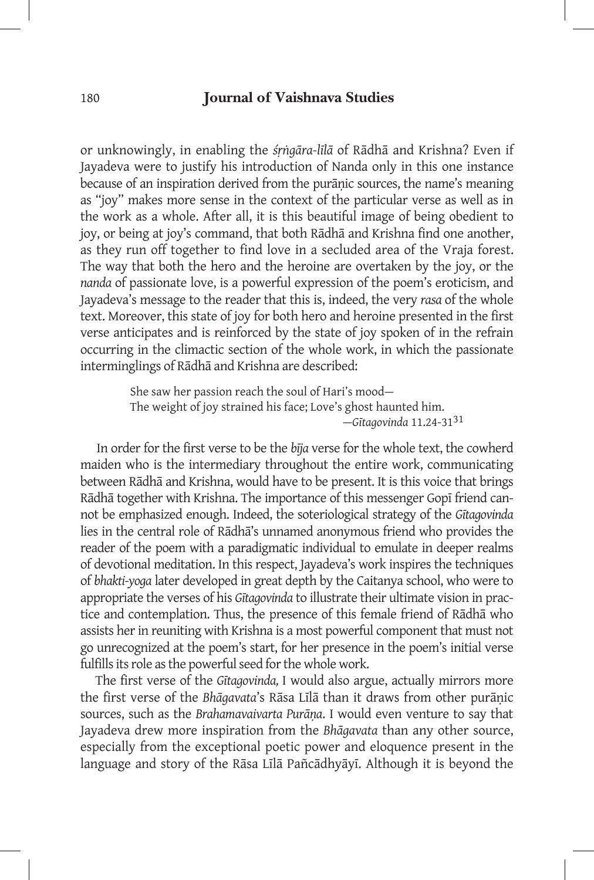or unknowingly, in enabling the *śṛṅgāra-līlā* of Rādhā and Krishna? Even if Jayadeva were to justify his introduction of Nanda only in this one instance because of an inspiration derived from the purāṇic sources, the name's meaning as "joy" makes more sense in the context of the particular verse as well as in the work as a whole. After all, it is this beautiful image of being obedient to joy, or being at joy's command, that both Rādhā and Krishna find one another, as they run off together to find love in a secluded area of the Vraja forest. The way that both the hero and the heroine are overtaken by the joy, or the *nanda* of passionate love, is a powerful expression of the poem's eroticism, and Jayadeva's message to the reader that this is, indeed, the very *rasa* of the whole text. Moreover, this state of joy for both hero and heroine presented in the first verse anticipates and is reinforced by the state of joy spoken of in the refrain occurring in the climactic section of the whole work, in which the passionate interminglings of Rādhā and Krishna are described:

> She saw her passion reach the soul of Hari's mood—
> The weight of joy strained his face; Love's ghost haunted him.
> —*Gītagovinda* 11.24-31[31]

In order for the first verse to be the *bīja* verse for the whole text, the cowherd maiden who is the intermediary throughout the entire work, communicating between Rādhā and Krishna, would have to be present. It is this voice that brings Rādhā together with Krishna. The importance of this messenger Gopī friend cannot be emphasized enough. Indeed, the soteriological strategy of the *Gītagovinda* lies in the central role of Rādhā's unnamed anonymous friend who provides the reader of the poem with a paradigmatic individual to emulate in deeper realms of devotional meditation. In this respect, Jayadeva's work inspires the techniques of *bhakti-yoga* later developed in great depth by the Caitanya school, who were to appropriate the verses of his *Gītagovinda* to illustrate their ultimate vision in practice and contemplation. Thus, the presence of this female friend of Rādhā who assists her in reuniting with Krishna is a most powerful component that must not go unrecognized at the poem's start, for her presence in the poem's initial verse fulfills its role as the powerful seed for the whole work.

The first verse of the *Gītagovinda,* I would also argue, actually mirrors more the first verse of the *Bhāgavata*'s Rāsa Līlā than it draws from other purāṇic sources, such as the *Brahamavaivarta Purāṇa*. I would even venture to say that Jayadeva drew more inspiration from the *Bhāgavata* than any other source, especially from the exceptional poetic power and eloquence present in the language and story of the Rāsa Līlā Pañcādhyāyī. Although it is beyond the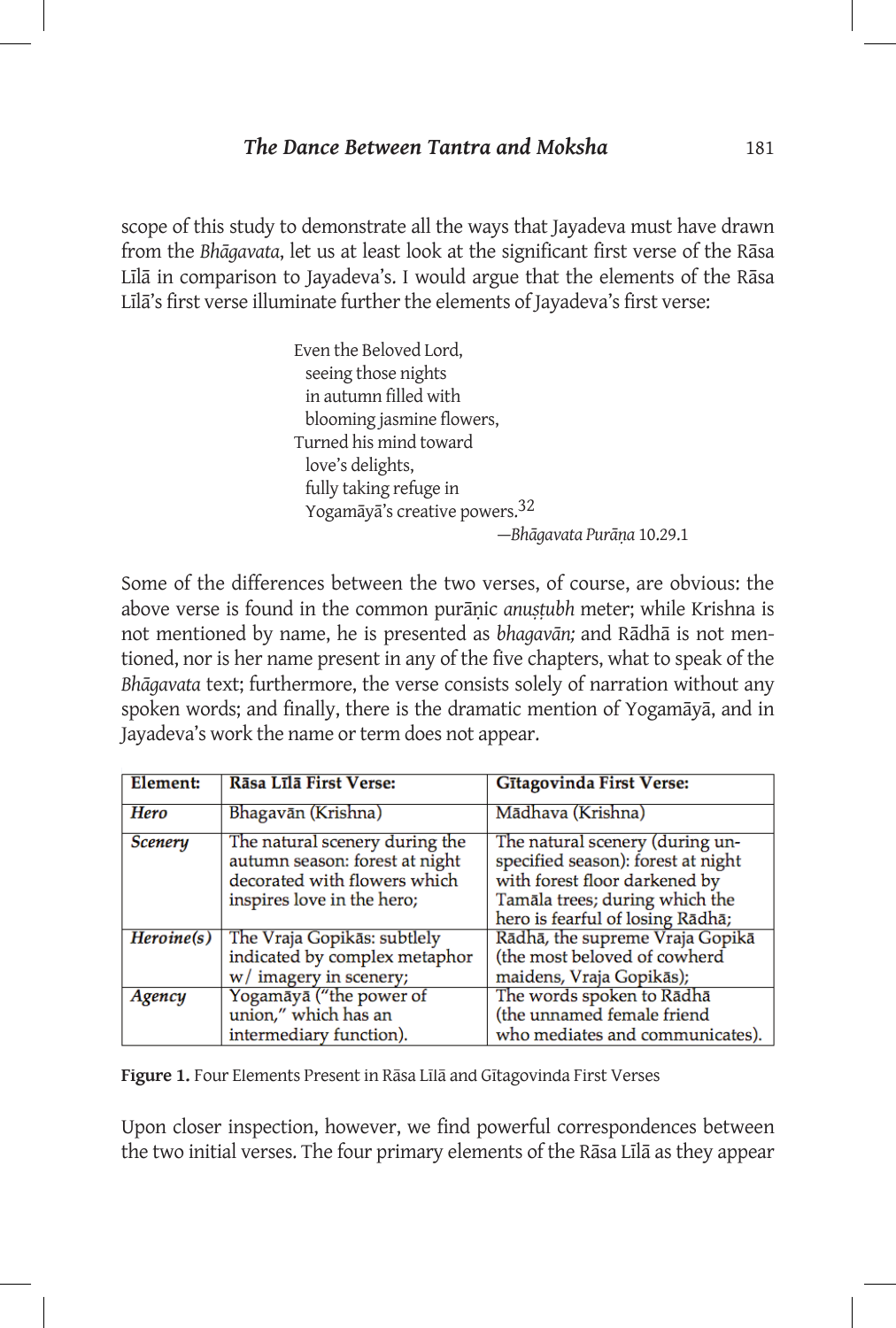scope of this study to demonstrate all the ways that Jayadeva must have drawn from the *Bhāgavata*, let us at least look at the significant first verse of the Rāsa Līlā in comparison to Jayadeva's. I would argue that the elements of the Rāsa Līlā's first verse illuminate further the elements of Jayadeva's first verse:

> Even the Beloved Lord,
> seeing those nights
> in autumn filled with
> blooming jasmine flowers,
> Turned his mind toward
> love's delights,
> fully taking refuge in
> Yogamāyā's creative powers.[32]
>
> —*Bhāgavata Purāṇa* 10.29.1

Some of the differences between the two verses, of course, are obvious: the above verse is found in the common purāṇic *anuṣṭubh* meter; while Krishna is not mentioned by name, he is presented as *bhagavān;* and Rādhā is not mentioned, nor is her name present in any of the five chapters, what to speak of the *Bhāgavata* text; furthermore, the verse consists solely of narration without any spoken words; and finally, there is the dramatic mention of Yogamāyā, and in Jayadeva's work the name or term does not appear.

| **Element:** | **Rāsa Līlā First Verse:** | **Gītagovinda First Verse:** |
|---|---|---|
| ***Hero*** | Bhagavān (Krishna) | Mādhava (Krishna) |
| ***Scenery*** | The natural scenery during the autumn season: forest at night decorated with flowers which inspires love in the hero; | The natural scenery (during unspecified season): forest at night with forest floor darkened by Tamāla trees; during which the hero is fearful of losing Rādhā; |
| ***Heroine(s)*** | The Vraja Gopikās: subtlely indicated by complex metaphor w/ imagery in scenery; | Rādhā, the supreme Vraja Gopikā (the most beloved of cowherd maidens, Vraja Gopikās); |
| ***Agency*** | Yogamāyā ("the power of union," which has an intermediary function). | The words spoken to Rādhā (the unnamed female friend who mediates and communicates). |

**Figure 1.** Four Elements Present in Rāsa Līlā and Gītagovinda First Verses

Upon closer inspection, however, we find powerful correspondences between the two initial verses. The four primary elements of the Rāsa Līlā as they appear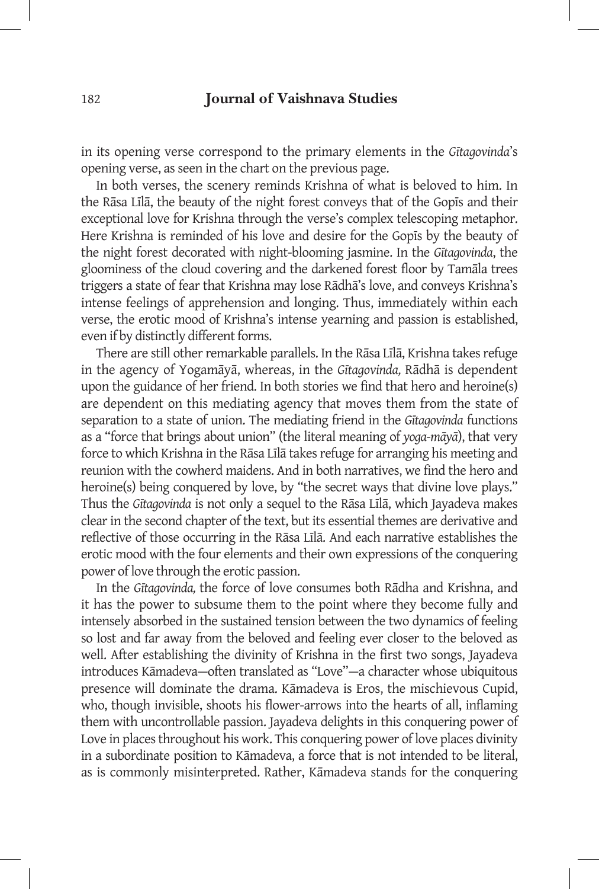in its opening verse correspond to the primary elements in the *Gītagovinda*'s opening verse, as seen in the chart on the previous page.

In both verses, the scenery reminds Krishna of what is beloved to him. In the Rāsa Līlā, the beauty of the night forest conveys that of the Gopīs and their exceptional love for Krishna through the verse's complex telescoping metaphor. Here Krishna is reminded of his love and desire for the Gopīs by the beauty of the night forest decorated with night-blooming jasmine. In the *Gītagovinda*, the gloominess of the cloud covering and the darkened forest floor by Tamāla trees triggers a state of fear that Krishna may lose Rādhā's love, and conveys Krishna's intense feelings of apprehension and longing. Thus, immediately within each verse, the erotic mood of Krishna's intense yearning and passion is established, even if by distinctly different forms.

There are still other remarkable parallels. In the Rāsa Līlā, Krishna takes refuge in the agency of Yogamāyā, whereas, in the *Gītagovinda,* Rādhā is dependent upon the guidance of her friend. In both stories we find that hero and heroine(s) are dependent on this mediating agency that moves them from the state of separation to a state of union. The mediating friend in the *Gītagovinda* functions as a "force that brings about union" (the literal meaning of *yoga-māyā*), that very force to which Krishna in the Rāsa Līlā takes refuge for arranging his meeting and reunion with the cowherd maidens. And in both narratives, we find the hero and heroine(s) being conquered by love, by "the secret ways that divine love plays." Thus the *Gītagovinda* is not only a sequel to the Rāsa Līlā, which Jayadeva makes clear in the second chapter of the text, but its essential themes are derivative and reflective of those occurring in the Rāsa Līlā. And each narrative establishes the erotic mood with the four elements and their own expressions of the conquering power of love through the erotic passion.

In the *Gītagovinda,* the force of love consumes both Rādha and Krishna, and it has the power to subsume them to the point where they become fully and intensely absorbed in the sustained tension between the two dynamics of feeling so lost and far away from the beloved and feeling ever closer to the beloved as well. After establishing the divinity of Krishna in the first two songs, Jayadeva introduces Kāmadeva—often translated as "Love"—a character whose ubiquitous presence will dominate the drama. Kāmadeva is Eros, the mischievous Cupid, who, though invisible, shoots his flower-arrows into the hearts of all, inflaming them with uncontrollable passion. Jayadeva delights in this conquering power of Love in places throughout his work. This conquering power of love places divinity in a subordinate position to Kāmadeva, a force that is not intended to be literal, as is commonly misinterpreted. Rather, Kāmadeva stands for the conquering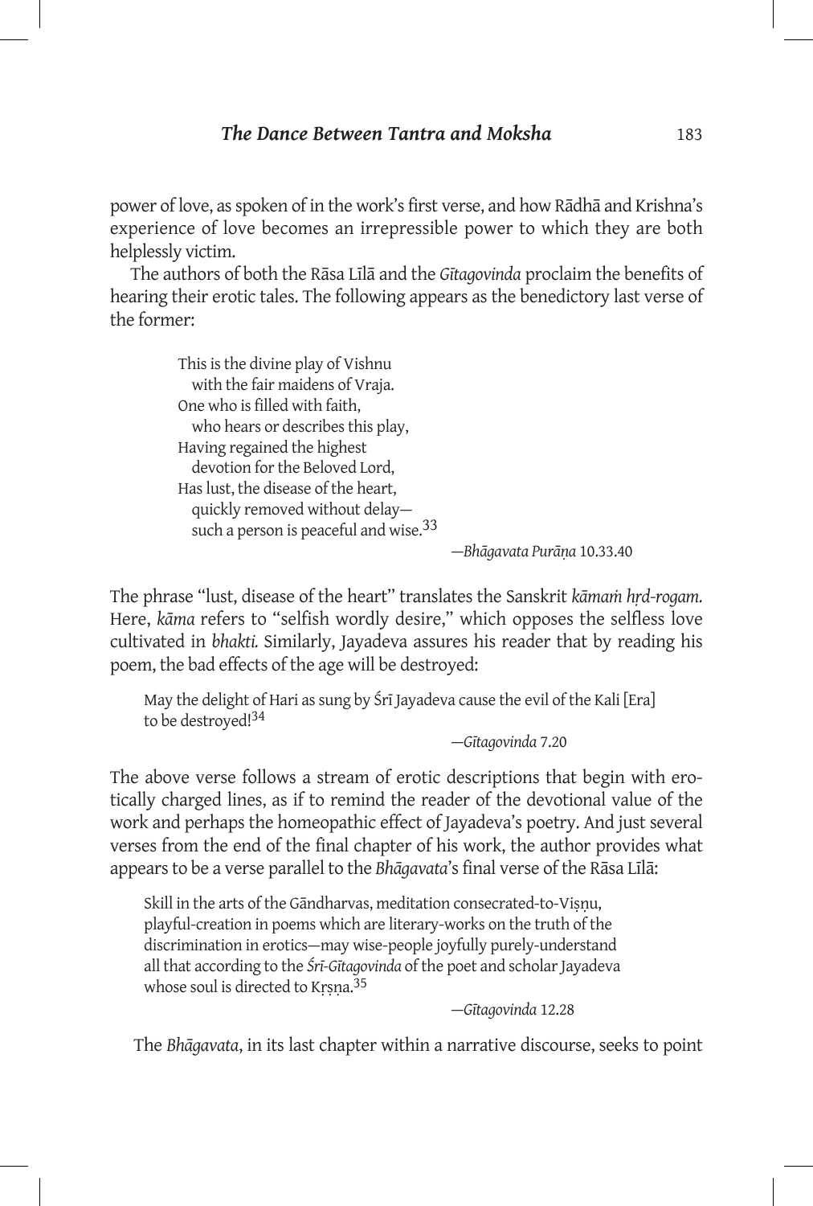power of love, as spoken of in the work's first verse, and how Rādhā and Krishna's experience of love becomes an irrepressible power to which they are both helplessly victim.

The authors of both the Rāsa Līlā and the *Gītagovinda* proclaim the benefits of hearing their erotic tales. The following appears as the benedictory last verse of the former:

> This is the divine play of Vishnu
> with the fair maidens of Vraja.
> One who is filled with faith,
> who hears or describes this play,
> Having regained the highest
> devotion for the Beloved Lord,
> Has lust, the disease of the heart,
> quickly removed without delay—
> such a person is peaceful and wise.[33]
>
> —*Bhāgavata Purāṇa* 10.33.40

The phrase "lust, disease of the heart" translates the Sanskrit *kāmaṁ hṛd-rogam.* Here, *kāma* refers to "selfish wordly desire," which opposes the selfless love cultivated in *bhakti.* Similarly, Jayadeva assures his reader that by reading his poem, the bad effects of the age will be destroyed:

> May the delight of Hari as sung by Śrī Jayadeva cause the evil of the Kali [Era] to be destroyed![34]
>
> —*Gītagovinda* 7.20

The above verse follows a stream of erotic descriptions that begin with erotically charged lines, as if to remind the reader of the devotional value of the work and perhaps the homeopathic effect of Jayadeva's poetry. And just several verses from the end of the final chapter of his work, the author provides what appears to be a verse parallel to the *Bhāgavata*'s final verse of the Rāsa Līlā:

> Skill in the arts of the Gāndharvas, meditation consecrated-to-Viṣṇu, playful-creation in poems which are literary-works on the truth of the discrimination in erotics—may wise-people joyfully purely-understand all that according to the *Śrī-Gītagovinda* of the poet and scholar Jayadeva whose soul is directed to Kṛṣṇa.[35]
>
> —*Gītagovinda* 12.28

The *Bhāgavata*, in its last chapter within a narrative discourse, seeks to point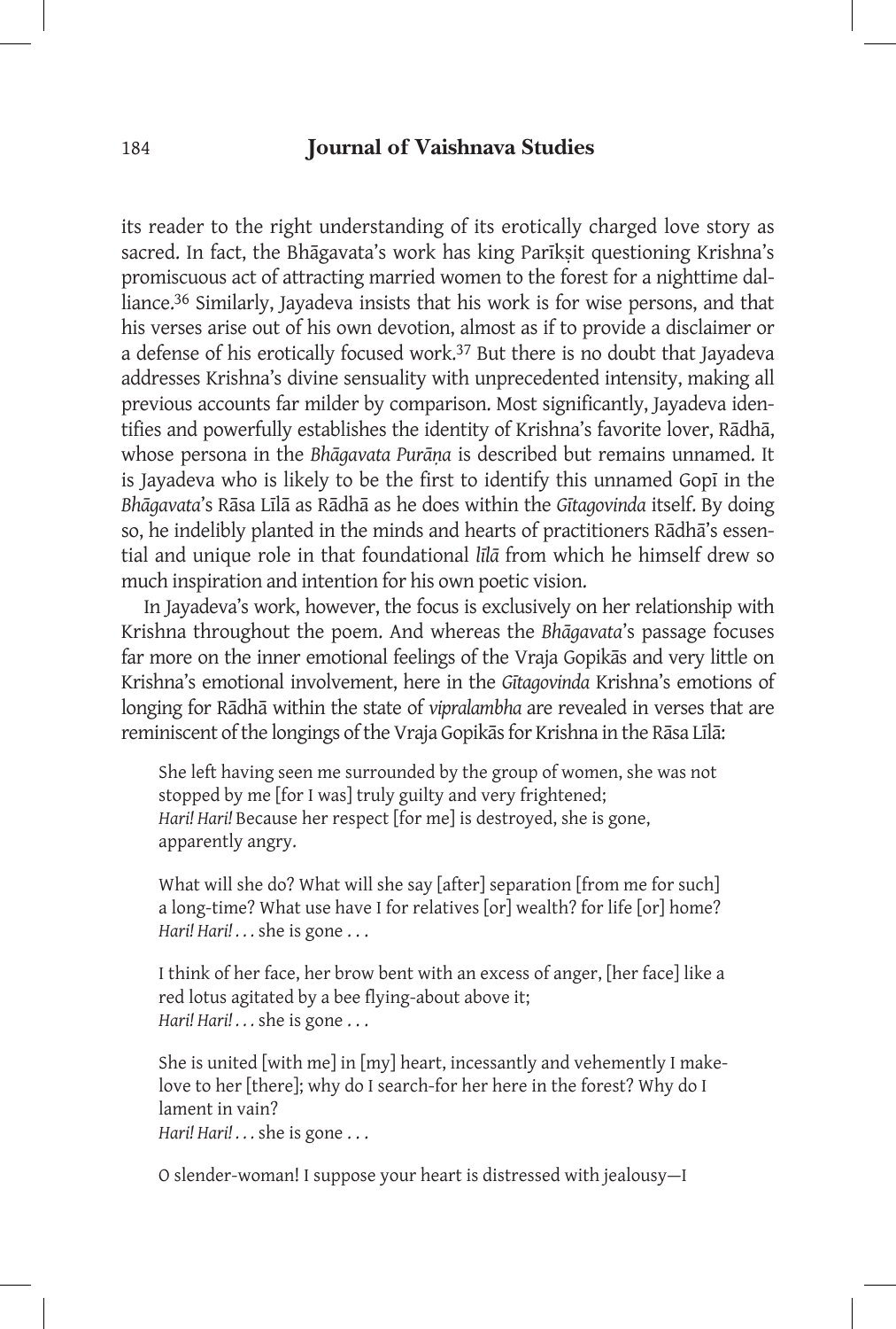its reader to the right understanding of its erotically charged love story as sacred. In fact, the Bhāgavata's work has king Parīkṣit questioning Krishna's promiscuous act of attracting married women to the forest for a nighttime dalliance.[36] Similarly, Jayadeva insists that his work is for wise persons, and that his verses arise out of his own devotion, almost as if to provide a disclaimer or a defense of his erotically focused work.[37] But there is no doubt that Jayadeva addresses Krishna's divine sensuality with unprecedented intensity, making all previous accounts far milder by comparison. Most significantly, Jayadeva identifies and powerfully establishes the identity of Krishna's favorite lover, Rādhā, whose persona in the *Bhāgavata Purāṇa* is described but remains unnamed. It is Jayadeva who is likely to be the first to identify this unnamed Gopī in the *Bhāgavata*'s Rāsa Līlā as Rādhā as he does within the *Gītagovinda* itself. By doing so, he indelibly planted in the minds and hearts of practitioners Rādhā's essential and unique role in that foundational *līlā* from which he himself drew so much inspiration and intention for his own poetic vision.

In Jayadeva's work, however, the focus is exclusively on her relationship with Krishna throughout the poem. And whereas the *Bhāgavata*'s passage focuses far more on the inner emotional feelings of the Vraja Gopikās and very little on Krishna's emotional involvement, here in the *Gītagovinda* Krishna's emotions of longing for Rādhā within the state of *vipralambha* are revealed in verses that are reminiscent of the longings of the Vraja Gopikās for Krishna in the Rāsa Līlā:

> She left having seen me surrounded by the group of women, she was not stopped by me [for I was] truly guilty and very frightened;
> *Hari! Hari!* Because her respect [for me] is destroyed, she is gone, apparently angry.
>
> What will she do? What will she say [after] separation [from me for such] a long-time? What use have I for relatives [or] wealth? for life [or] home?
> *Hari! Hari!* . . . she is gone . . .
>
> I think of her face, her brow bent with an excess of anger, [her face] like a red lotus agitated by a bee flying-about above it;
> *Hari! Hari!* . . . she is gone . . .
>
> She is united [with me] in [my] heart, incessantly and vehemently I make-love to her [there]; why do I search-for her here in the forest? Why do I lament in vain?
> *Hari! Hari!* . . . she is gone . . .
>
> O slender-woman! I suppose your heart is distressed with jealousy—I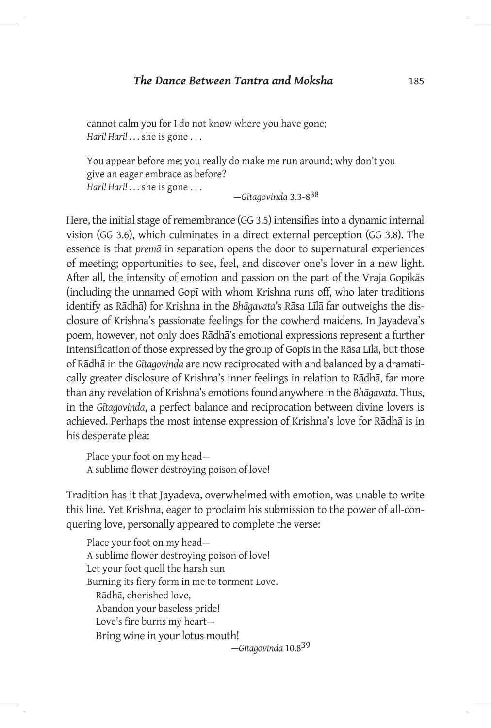cannot calm you for I do not know where you have gone;
*Hari! Hari!* . . . she is gone . . .

You appear before me; you really do make me run around; why don't you give an eager embrace as before?
*Hari! Hari!* . . . she is gone . . .

—*Gītagovinda* 3.3-8[38]

Here, the initial stage of remembrance (GG 3.5) intensifies into a dynamic internal vision (GG 3.6), which culminates in a direct external perception (GG 3.8). The essence is that *premā* in separation opens the door to supernatural experiences of meeting; opportunities to see, feel, and discover one's lover in a new light. After all, the intensity of emotion and passion on the part of the Vraja Gopikās (including the unnamed Gopī with whom Krishna runs off, who later traditions identify as Rādhā) for Krishna in the *Bhāgavata*'s Rāsa Līlā far outweighs the disclosure of Krishna's passionate feelings for the cowherd maidens. In Jayadeva's poem, however, not only does Rādhā's emotional expressions represent a further intensification of those expressed by the group of Gopīs in the Rāsa Līlā, but those of Rādhā in the *Gītagovinda* are now reciprocated with and balanced by a dramatically greater disclosure of Krishna's inner feelings in relation to Rādhā, far more than any revelation of Krishna's emotions found anywhere in the *Bhāgavata*. Thus, in the *Gītagovinda*, a perfect balance and reciprocation between divine lovers is achieved. Perhaps the most intense expression of Krishna's love for Rādhā is in his desperate plea:

Place your foot on my head—
A sublime flower destroying poison of love!

Tradition has it that Jayadeva, overwhelmed with emotion, was unable to write this line. Yet Krishna, eager to proclaim his submission to the power of all-conquering love, personally appeared to complete the verse:

Place your foot on my head—
A sublime flower destroying poison of love!
Let your foot quell the harsh sun
Burning its fiery form in me to torment Love.
Rādhā, cherished love,
Abandon your baseless pride!
Love's fire burns my heart—
Bring wine in your lotus mouth!

—*Gītagovinda* 10.8[39]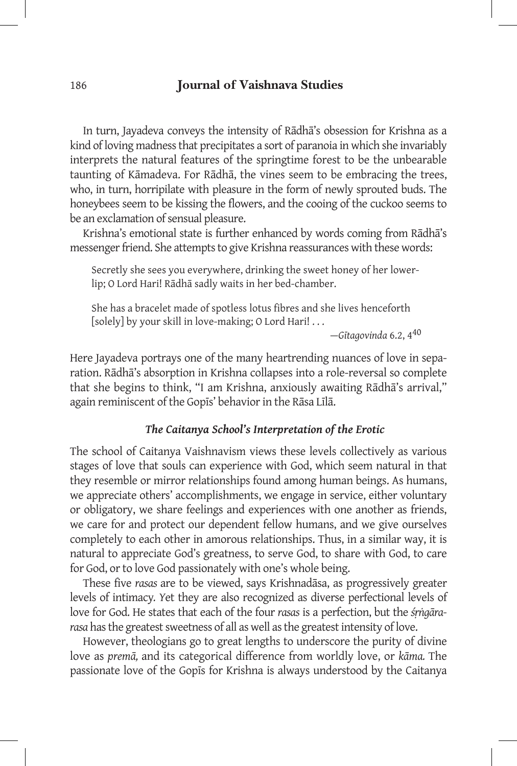In turn, Jayadeva conveys the intensity of Rādhā's obsession for Krishna as a kind of loving madness that precipitates a sort of paranoia in which she invariably interprets the natural features of the springtime forest to be the unbearable taunting of Kāmadeva. For Rādhā, the vines seem to be embracing the trees, who, in turn, horripilate with pleasure in the form of newly sprouted buds. The honeybees seem to be kissing the flowers, and the cooing of the cuckoo seems to be an exclamation of sensual pleasure.

Krishna's emotional state is further enhanced by words coming from Rādhā's messenger friend. She attempts to give Krishna reassurances with these words:

> Secretly she sees you everywhere, drinking the sweet honey of her lower-lip; O Lord Hari! Rādhā sadly waits in her bed-chamber.
>
> She has a bracelet made of spotless lotus fibres and she lives henceforth [solely] by your skill in love-making; O Lord Hari! . . .
>
> —*Gītagovinda* 6.2, 4[40]

Here Jayadeva portrays one of the many heartrending nuances of love in separation. Rādhā's absorption in Krishna collapses into a role-reversal so complete that she begins to think, "I am Krishna, anxiously awaiting Rādhā's arrival," again reminiscent of the Gopīs' behavior in the Rāsa Līlā.

### *The Caitanya School's Interpretation of the Erotic*

The school of Caitanya Vaishnavism views these levels collectively as various stages of love that souls can experience with God, which seem natural in that they resemble or mirror relationships found among human beings. As humans, we appreciate others' accomplishments, we engage in service, either voluntary or obligatory, we share feelings and experiences with one another as friends, we care for and protect our dependent fellow humans, and we give ourselves completely to each other in amorous relationships. Thus, in a similar way, it is natural to appreciate God's greatness, to serve God, to share with God, to care for God, or to love God passionately with one's whole being.

These five *rasas* are to be viewed, says Krishnadāsa, as progressively greater levels of intimacy. Yet they are also recognized as diverse perfectional levels of love for God. He states that each of the four *rasas* is a perfection, but the *śṛṅgāra-rasa* has the greatest sweetness of all as well as the greatest intensity of love.

However, theologians go to great lengths to underscore the purity of divine love as *premā,* and its categorical difference from worldly love, or *kāma.* The passionate love of the Gopīs for Krishna is always understood by the Caitanya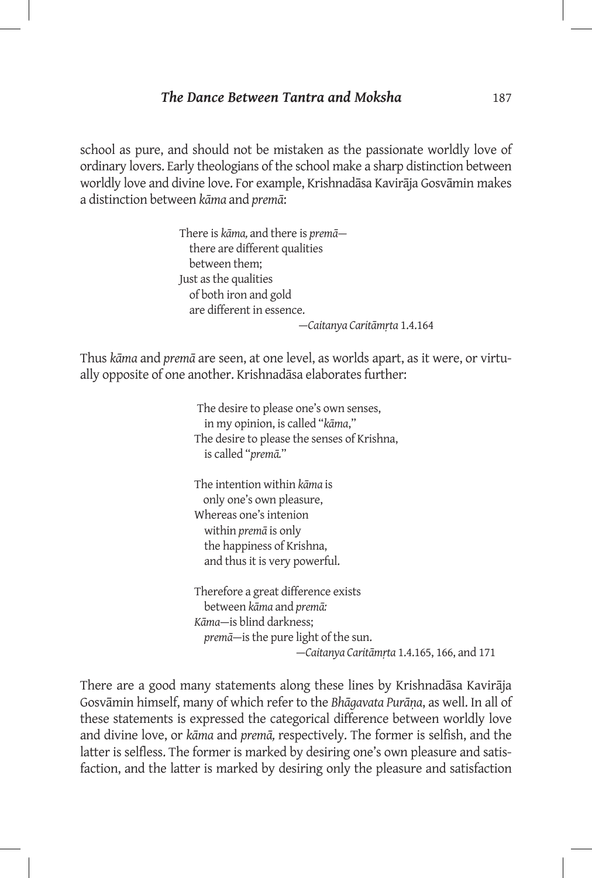school as pure, and should not be mistaken as the passionate worldly love of ordinary lovers. Early theologians of the school make a sharp distinction between worldly love and divine love. For example, Krishnadāsa Kavirāja Gosvāmin makes a distinction between *kāma* and *premā*:

> There is *kāma,* and there is *premā*—
> there are different qualities
> between them;
> Just as the qualities
> of both iron and gold
> are different in essence.
>
> —*Caitanya Caritāmṛta* 1.4.164

Thus *kāma* and *premā* are seen, at one level, as worlds apart, as it were, or virtually opposite of one another. Krishnadāsa elaborates further:

> The desire to please one's own senses,
> in my opinion, is called "*kāma*,"
> The desire to please the senses of Krishna,
> is called "*premā.*"
>
> The intention within *kāma* is
> only one's own pleasure,
> Whereas one's intenion
> within *premā* is only
> the happiness of Krishna,
> and thus it is very powerful.
>
> Therefore a great difference exists
> between *kāma* and *premā:*
> *Kāma*—is blind darkness;
> *premā*—is the pure light of the sun.
>
> —*Caitanya Caritāmṛta* 1.4.165, 166, and 171

There are a good many statements along these lines by Krishnadāsa Kavirāja Gosvāmin himself, many of which refer to the *Bhāgavata Purāṇa*, as well. In all of these statements is expressed the categorical difference between worldly love and divine love, or *kāma* and *premā,* respectively. The former is selfish, and the latter is selfless. The former is marked by desiring one's own pleasure and satisfaction, and the latter is marked by desiring only the pleasure and satisfaction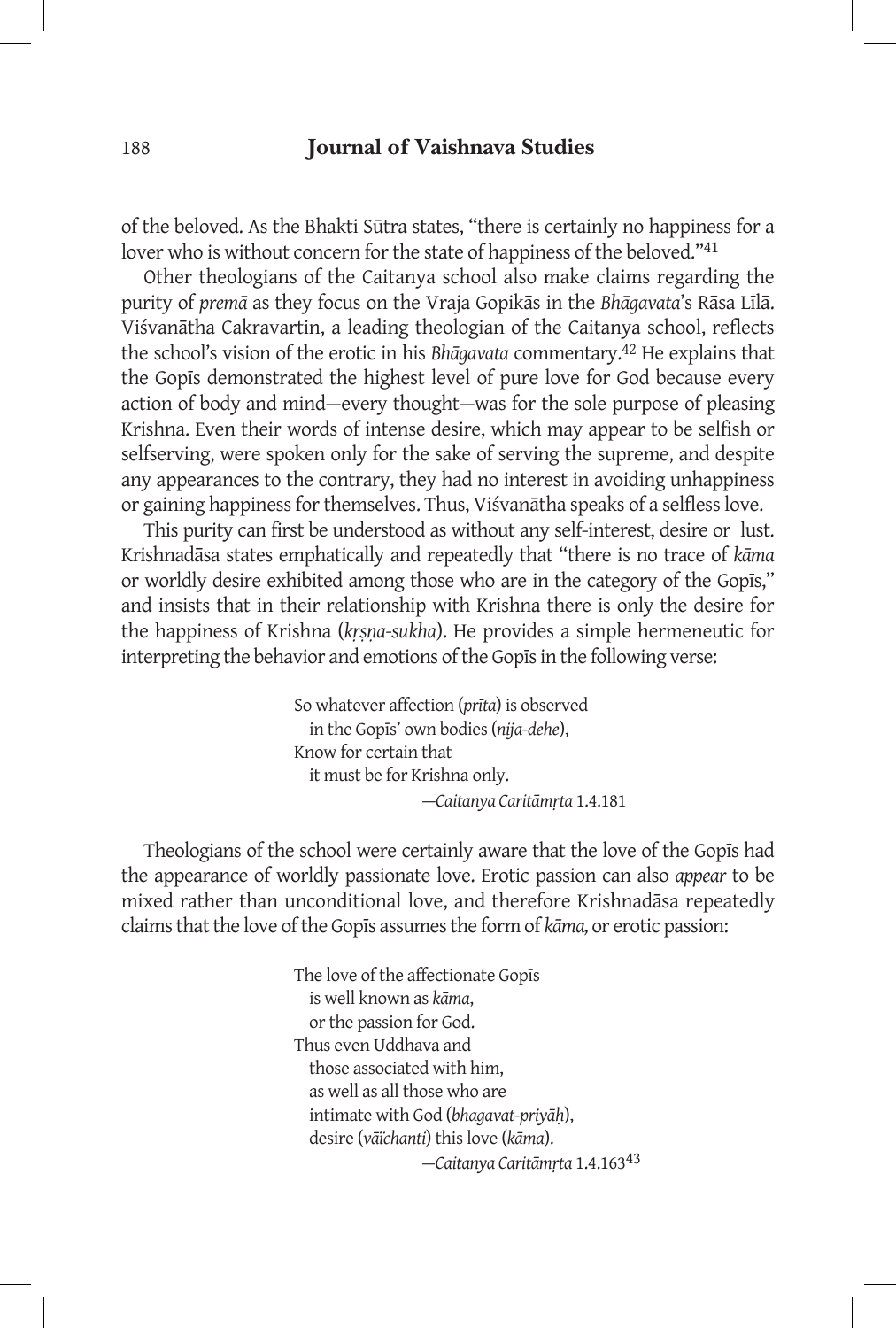of the beloved. As the Bhakti Sūtra states, "there is certainly no happiness for a lover who is without concern for the state of happiness of the beloved."[41]

Other theologians of the Caitanya school also make claims regarding the purity of *premā* as they focus on the Vraja Gopikās in the *Bhāgavata*'s Rāsa Līlā. Viśvanātha Cakravartin, a leading theologian of the Caitanya school, reflects the school's vision of the erotic in his *Bhāgavata* commentary.[42] He explains that the Gopīs demonstrated the highest level of pure love for God because every action of body and mind—every thought—was for the sole purpose of pleasing Krishna. Even their words of intense desire, which may appear to be selfish or selfserving, were spoken only for the sake of serving the supreme, and despite any appearances to the contrary, they had no interest in avoiding unhappiness or gaining happiness for themselves. Thus, Viśvanātha speaks of a selfless love.

This purity can first be understood as without any self-interest, desire or lust. Krishnadāsa states emphatically and repeatedly that "there is no trace of *kāma* or worldly desire exhibited among those who are in the category of the Gopīs," and insists that in their relationship with Krishna there is only the desire for the happiness of Krishna (*kṛṣṇa-sukha*). He provides a simple hermeneutic for interpreting the behavior and emotions of the Gopīs in the following verse:

> So whatever affection (*prīta*) is observed
> in the Gopīs' own bodies (*nija-dehe*),
> Know for certain that
> it must be for Krishna only.
>
> —*Caitanya Caritāmṛta* 1.4.181

Theologians of the school were certainly aware that the love of the Gopīs had the appearance of worldly passionate love. Erotic passion can also *appear* to be mixed rather than unconditional love, and therefore Krishnadāsa repeatedly claims that the love of the Gopīs assumes the form of *kāma,* or erotic passion:

> The love of the affectionate Gopīs
> is well known as *kāma*,
> or the passion for God.
> Thus even Uddhava and
> those associated with him,
> as well as all those who are
> intimate with God (*bhagavat-priyāḥ*),
> desire (*vāïchanti*) this love (*kāma*).
>
> —*Caitanya Caritāmṛta* 1.4.163[43]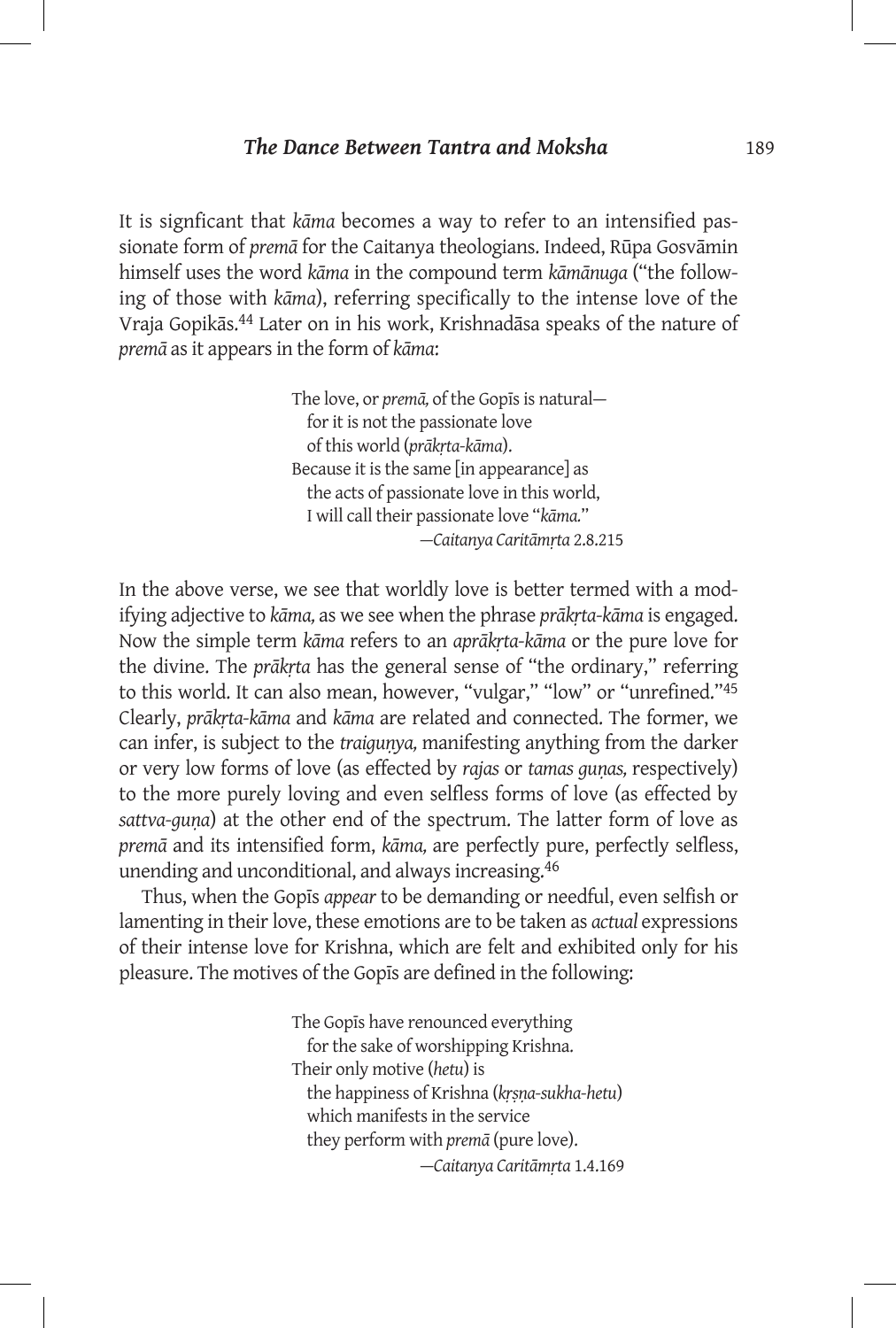It is signficant that *kāma* becomes a way to refer to an intensified passionate form of *premā* for the Caitanya theologians. Indeed, Rūpa Gosvāmin himself uses the word *kāma* in the compound term *kāmānuga* ("the following of those with *kāma*), referring specifically to the intense love of the Vraja Gopikās.[44] Later on in his work, Krishnadāsa speaks of the nature of *premā* as it appears in the form of *kāma*:

> The love, or *premā,* of the Gopīs is natural—
> for it is not the passionate love
> of this world (*prākṛta-kāma*).
> Because it is the same [in appearance] as
> the acts of passionate love in this world,
> I will call their passionate love "*kāma.*"
> —*Caitanya Caritāmṛta* 2.8.215

In the above verse, we see that worldly love is better termed with a modifying adjective to *kāma,* as we see when the phrase *prākṛta-kāma* is engaged. Now the simple term *kāma* refers to an *aprākṛta-kāma* or the pure love for the divine. The *prākṛta* has the general sense of "the ordinary," referring to this world. It can also mean, however, "vulgar," "low" or "unrefined."[45] Clearly, *prākṛta-kāma* and *kāma* are related and connected. The former, we can infer, is subject to the *traiguṇya,* manifesting anything from the darker or very low forms of love (as effected by *rajas* or *tamas guṇas,* respectively) to the more purely loving and even selfless forms of love (as effected by *sattva-guṇa*) at the other end of the spectrum. The latter form of love as *premā* and its intensified form, *kāma,* are perfectly pure, perfectly selfless, unending and unconditional, and always increasing.[46]

Thus, when the Gopīs *appear* to be demanding or needful, even selfish or lamenting in their love, these emotions are to be taken as *actual* expressions of their intense love for Krishna, which are felt and exhibited only for his pleasure. The motives of the Gopīs are defined in the following:

> The Gopīs have renounced everything
> for the sake of worshipping Krishna.
> Their only motive (*hetu*) is
> the happiness of Krishna (*kṛṣṇa-sukha-hetu*)
> which manifests in the service
> they perform with *premā* (pure love).
> —*Caitanya Caritāmṛta* 1.4.169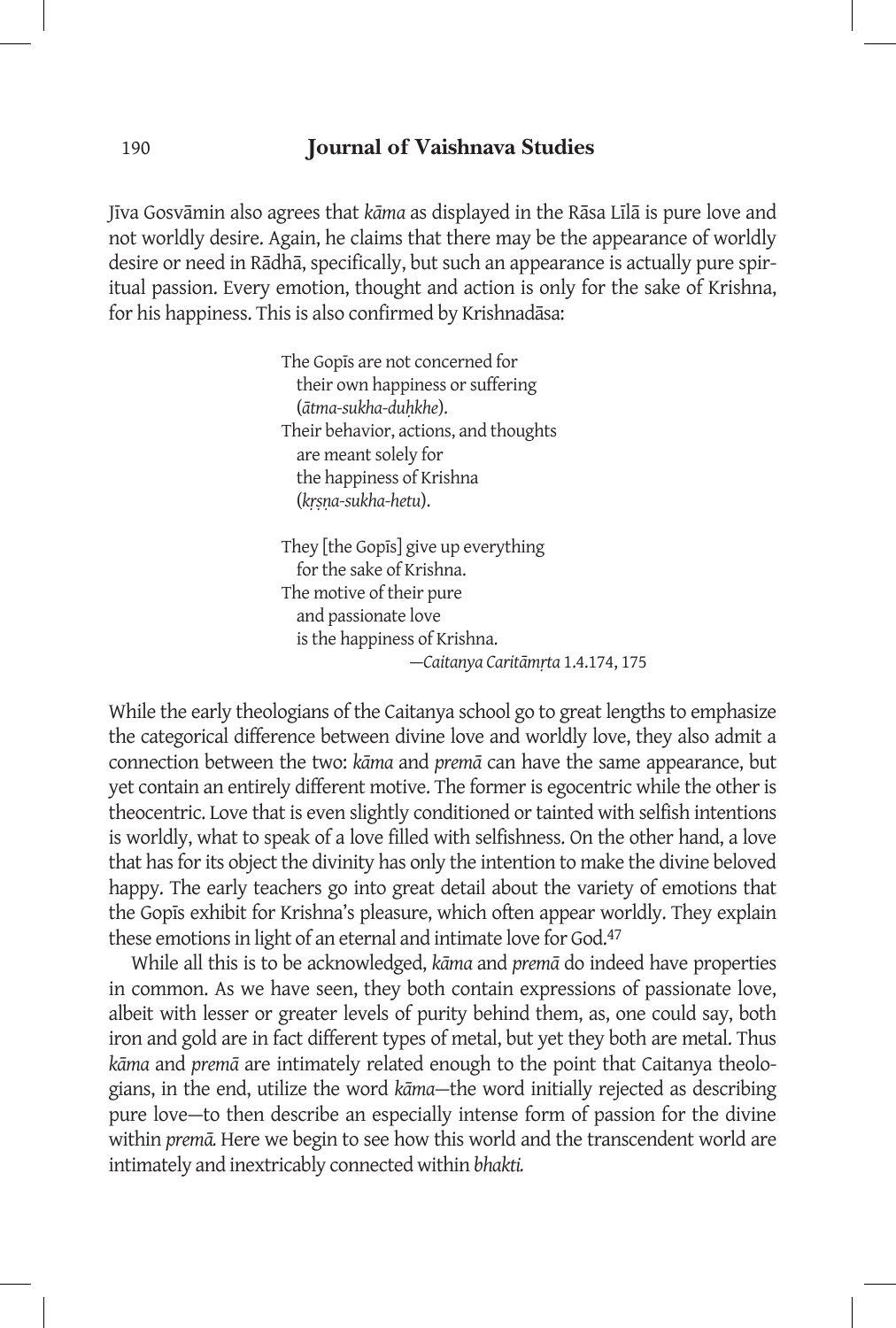Jīva Gosvāmin also agrees that *kāma* as displayed in the Rāsa Līlā is pure love and not worldly desire. Again, he claims that there may be the appearance of worldly desire or need in Rādhā, specifically, but such an appearance is actually pure spiritual passion. Every emotion, thought and action is only for the sake of Krishna, for his happiness. This is also confirmed by Krishnadāsa:

> The Gopīs are not concerned for
> their own happiness or suffering
> (*ātma-sukha-duḥkhe*).
> Their behavior, actions, and thoughts
> are meant solely for
> the happiness of Krishna
> (*kṛṣṇa-sukha-hetu*).
>
> They [the Gopīs] give up everything
> for the sake of Krishna.
> The motive of their pure
> and passionate love
> is the happiness of Krishna.
>
> —*Caitanya Caritāmṛta* 1.4.174, 175

While the early theologians of the Caitanya school go to great lengths to emphasize the categorical difference between divine love and worldly love, they also admit a connection between the two: *kāma* and *premā* can have the same appearance, but yet contain an entirely different motive. The former is egocentric while the other is theocentric. Love that is even slightly conditioned or tainted with selfish intentions is worldly, what to speak of a love filled with selfishness. On the other hand, a love that has for its object the divinity has only the intention to make the divine beloved happy. The early teachers go into great detail about the variety of emotions that the Gopīs exhibit for Krishna's pleasure, which often appear worldly. They explain these emotions in light of an eternal and intimate love for God.[47]

While all this is to be acknowledged, *kāma* and *premā* do indeed have properties in common. As we have seen, they both contain expressions of passionate love, albeit with lesser or greater levels of purity behind them, as, one could say, both iron and gold are in fact different types of metal, but yet they both are metal. Thus *kāma* and *premā* are intimately related enough to the point that Caitanya theologians, in the end, utilize the word *kāma*—the word initially rejected as describing pure love—to then describe an especially intense form of passion for the divine within *premā.* Here we begin to see how this world and the transcendent world are intimately and inextricably connected within *bhakti.*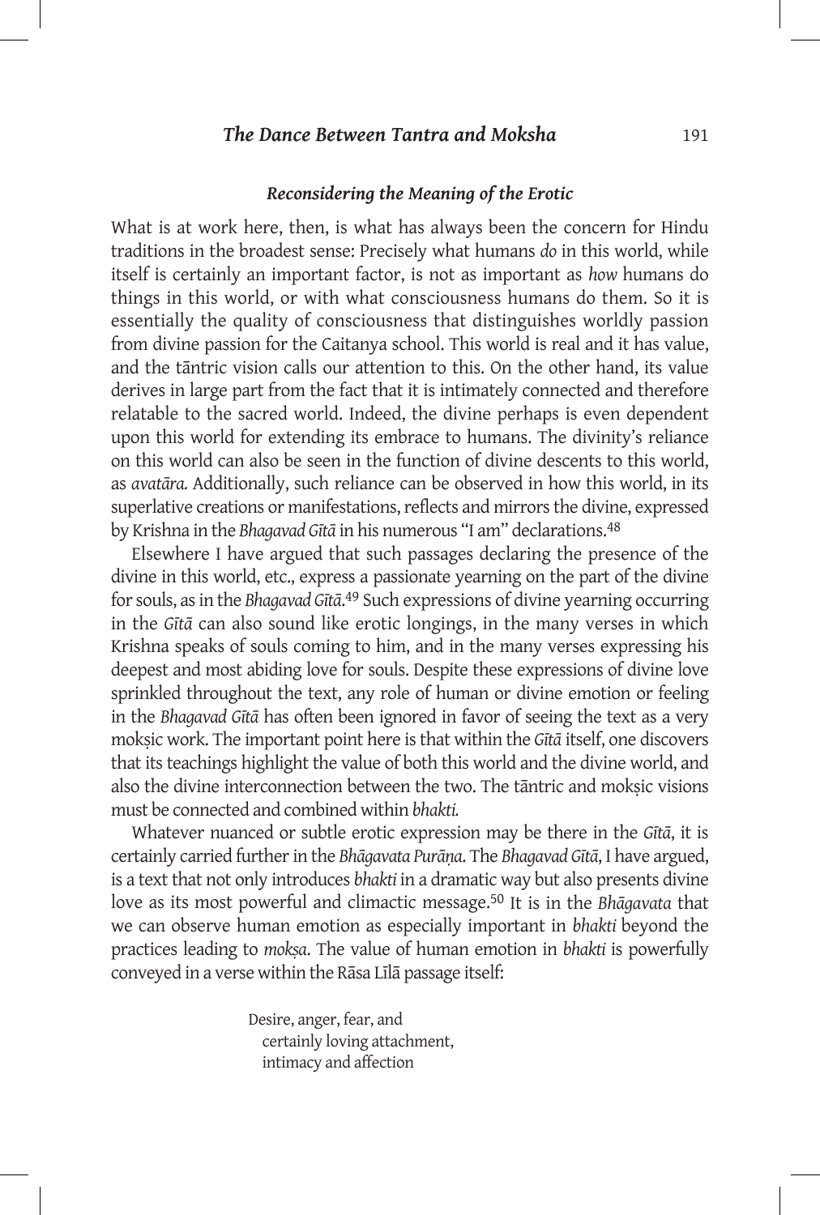### *Reconsidering the Meaning of the Erotic*

What is at work here, then, is what has always been the concern for Hindu traditions in the broadest sense: Precisely what humans *do* in this world, while itself is certainly an important factor, is not as important as *how* humans do things in this world, or with what consciousness humans do them. So it is essentially the quality of consciousness that distinguishes worldly passion from divine passion for the Caitanya school. This world is real and it has value, and the tāntric vision calls our attention to this. On the other hand, its value derives in large part from the fact that it is intimately connected and therefore relatable to the sacred world. Indeed, the divine perhaps is even dependent upon this world for extending its embrace to humans. The divinity's reliance on this world can also be seen in the function of divine descents to this world, as *avatāra.* Additionally, such reliance can be observed in how this world, in its superlative creations or manifestations, reflects and mirrors the divine, expressed by Krishna in the *Bhagavad Gītā* in his numerous "I am" declarations.[48]

Elsewhere I have argued that such passages declaring the presence of the divine in this world, etc., express a passionate yearning on the part of the divine for souls, as in the *Bhagavad Gītā.*[49] Such expressions of divine yearning occurring in the *Gītā* can also sound like erotic longings, in the many verses in which Krishna speaks of souls coming to him, and in the many verses expressing his deepest and most abiding love for souls. Despite these expressions of divine love sprinkled throughout the text, any role of human or divine emotion or feeling in the *Bhagavad Gītā* has often been ignored in favor of seeing the text as a very mokṣic work. The important point here is that within the *Gītā* itself, one discovers that its teachings highlight the value of both this world and the divine world, and also the divine interconnection between the two. The tāntric and mokṣic visions must be connected and combined within *bhakti.*

Whatever nuanced or subtle erotic expression may be there in the *Gītā*, it is certainly carried further in the *Bhāgavata Purāṇa*. The *Bhagavad Gītā*, I have argued, is a text that not only introduces *bhakti* in a dramatic way but also presents divine love as its most powerful and climactic message.[50] It is in the *Bhāgavata* that we can observe human emotion as especially important in *bhakti* beyond the practices leading to *mokṣa*. The value of human emotion in *bhakti* is powerfully conveyed in a verse within the Rāsa Līlā passage itself:

> Desire, anger, fear, and
> certainly loving attachment,
> intimacy and affection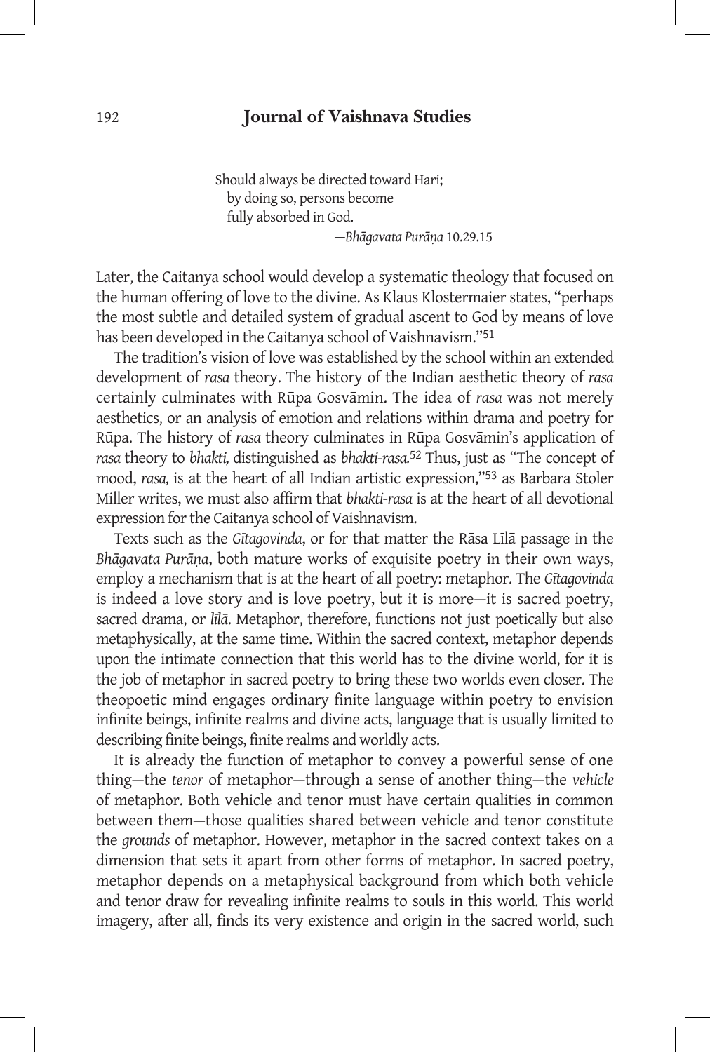Should always be directed toward Hari;
by doing so, persons become
fully absorbed in God.

—*Bhāgavata Purāṇa* 10.29.15

Later, the Caitanya school would develop a systematic theology that focused on the human offering of love to the divine. As Klaus Klostermaier states, "perhaps the most subtle and detailed system of gradual ascent to God by means of love has been developed in the Caitanya school of Vaishnavism."[51]

The tradition's vision of love was established by the school within an extended development of *rasa* theory. The history of the Indian aesthetic theory of *rasa* certainly culminates with Rūpa Gosvāmin. The idea of *rasa* was not merely aesthetics, or an analysis of emotion and relations within drama and poetry for Rūpa. The history of *rasa* theory culminates in Rūpa Gosvāmin's application of *rasa* theory to *bhakti,* distinguished as *bhakti-rasa.*[52] Thus, just as "The concept of mood, *rasa,* is at the heart of all Indian artistic expression,"[53] as Barbara Stoler Miller writes, we must also affirm that *bhakti-rasa* is at the heart of all devotional expression for the Caitanya school of Vaishnavism.

Texts such as the *Gītagovinda*, or for that matter the Rāsa Līlā passage in the *Bhāgavata Purāṇa*, both mature works of exquisite poetry in their own ways, employ a mechanism that is at the heart of all poetry: metaphor. The *Gītagovinda* is indeed a love story and is love poetry, but it is more—it is sacred poetry, sacred drama, or *līlā*. Metaphor, therefore, functions not just poetically but also metaphysically, at the same time. Within the sacred context, metaphor depends upon the intimate connection that this world has to the divine world, for it is the job of metaphor in sacred poetry to bring these two worlds even closer. The theopoetic mind engages ordinary finite language within poetry to envision infinite beings, infinite realms and divine acts, language that is usually limited to describing finite beings, finite realms and worldly acts.

It is already the function of metaphor to convey a powerful sense of one thing—the *tenor* of metaphor—through a sense of another thing—the *vehicle* of metaphor. Both vehicle and tenor must have certain qualities in common between them—those qualities shared between vehicle and tenor constitute the *grounds* of metaphor. However, metaphor in the sacred context takes on a dimension that sets it apart from other forms of metaphor. In sacred poetry, metaphor depends on a metaphysical background from which both vehicle and tenor draw for revealing infinite realms to souls in this world. This world imagery, after all, finds its very existence and origin in the sacred world, such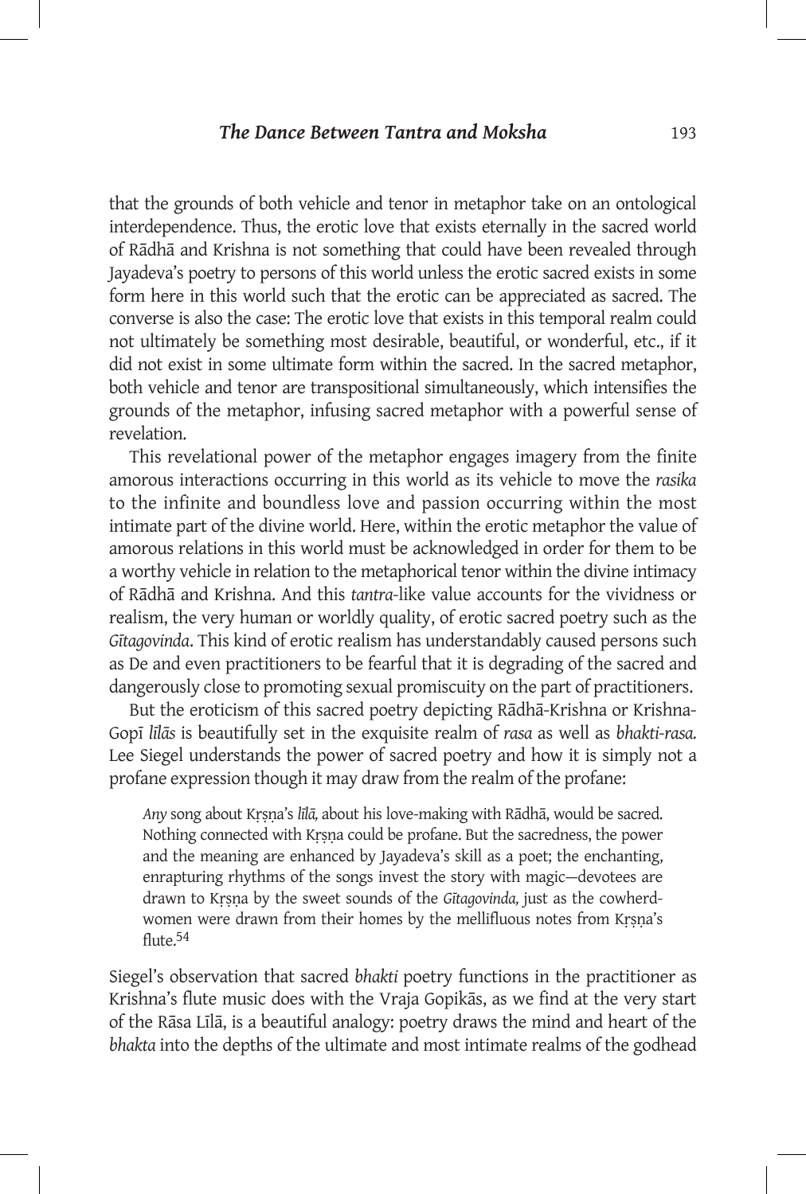that the grounds of both vehicle and tenor in metaphor take on an ontological interdependence. Thus, the erotic love that exists eternally in the sacred world of Rādhā and Krishna is not something that could have been revealed through Jayadeva's poetry to persons of this world unless the erotic sacred exists in some form here in this world such that the erotic can be appreciated as sacred. The converse is also the case: The erotic love that exists in this temporal realm could not ultimately be something most desirable, beautiful, or wonderful, etc., if it did not exist in some ultimate form within the sacred. In the sacred metaphor, both vehicle and tenor are transpositional simultaneously, which intensifies the grounds of the metaphor, infusing sacred metaphor with a powerful sense of revelation.

This revelational power of the metaphor engages imagery from the finite amorous interactions occurring in this world as its vehicle to move the *rasika* to the infinite and boundless love and passion occurring within the most intimate part of the divine world. Here, within the erotic metaphor the value of amorous relations in this world must be acknowledged in order for them to be a worthy vehicle in relation to the metaphorical tenor within the divine intimacy of Rādhā and Krishna. And this *tantra*-like value accounts for the vividness or realism, the very human or worldly quality, of erotic sacred poetry such as the *Gītagovinda*. This kind of erotic realism has understandably caused persons such as De and even practitioners to be fearful that it is degrading of the sacred and dangerously close to promoting sexual promiscuity on the part of practitioners.

But the eroticism of this sacred poetry depicting Rādhā-Krishna or Krishna-Gopī *līlās* is beautifully set in the exquisite realm of *rasa* as well as *bhakti-rasa.* Lee Siegel understands the power of sacred poetry and how it is simply not a profane expression though it may draw from the realm of the profane:

> *Any* song about Kṛṣṇa's *līlā,* about his love-making with Rādhā, would be sacred. Nothing connected with Kṛṣṇa could be profane. But the sacredness, the power and the meaning are enhanced by Jayadeva's skill as a poet; the enchanting, enrapturing rhythms of the songs invest the story with magic—devotees are drawn to Kṛṣṇa by the sweet sounds of the *Gītagovinda,* just as the cowherd-women were drawn from their homes by the mellifluous notes from Kṛṣṇa's flute.[54]

Siegel's observation that sacred *bhakti* poetry functions in the practitioner as Krishna's flute music does with the Vraja Gopikās, as we find at the very start of the Rāsa Līlā, is a beautiful analogy: poetry draws the mind and heart of the *bhakta* into the depths of the ultimate and most intimate realms of the godhead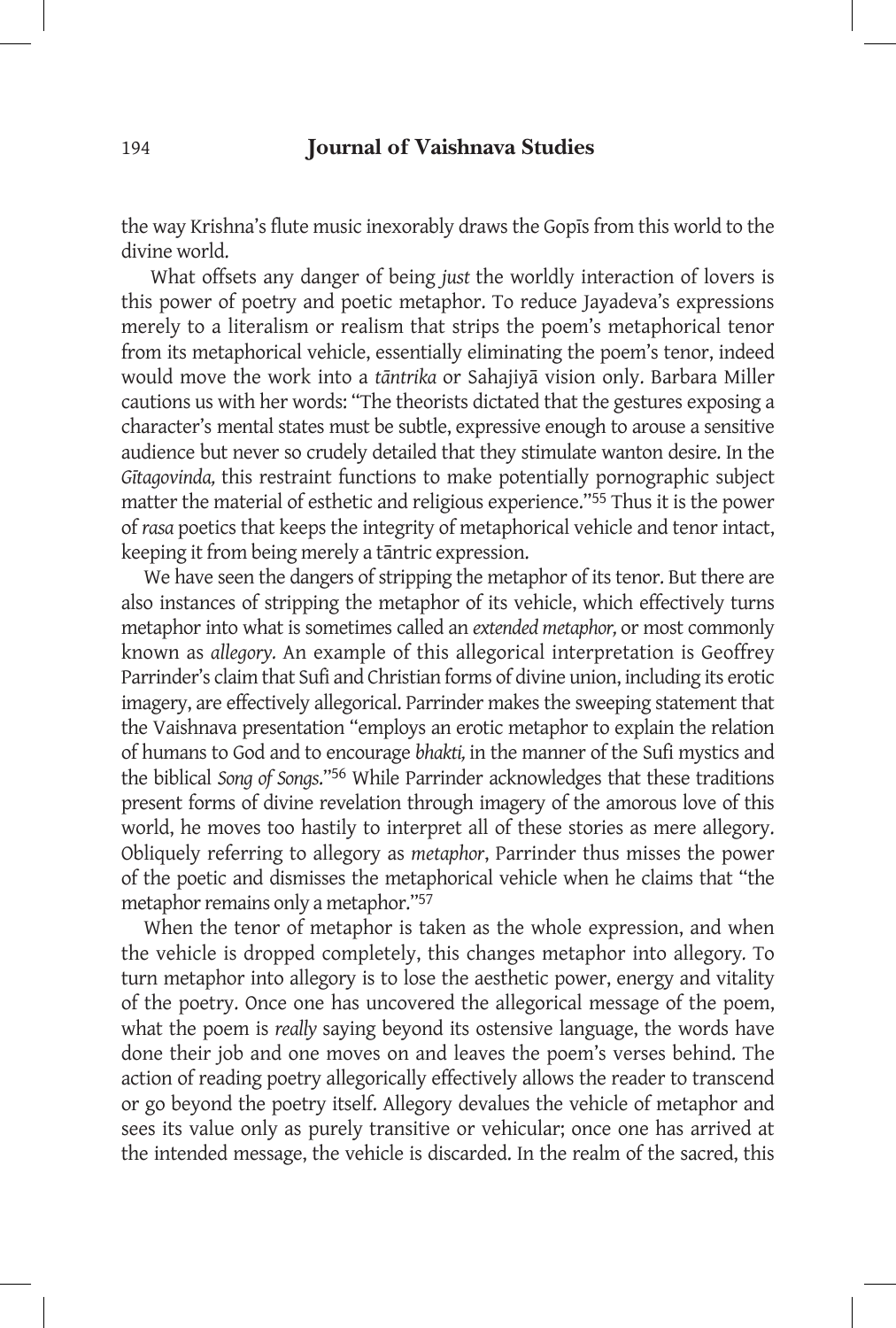the way Krishna's flute music inexorably draws the Gopīs from this world to the divine world.

What offsets any danger of being *just* the worldly interaction of lovers is this power of poetry and poetic metaphor. To reduce Jayadeva's expressions merely to a literalism or realism that strips the poem's metaphorical tenor from its metaphorical vehicle, essentially eliminating the poem's tenor, indeed would move the work into a *tāntrika* or Sahajiyā vision only. Barbara Miller cautions us with her words: "The theorists dictated that the gestures exposing a character's mental states must be subtle, expressive enough to arouse a sensitive audience but never so crudely detailed that they stimulate wanton desire. In the *Gītagovinda,* this restraint functions to make potentially pornographic subject matter the material of esthetic and religious experience."[55] Thus it is the power of *rasa* poetics that keeps the integrity of metaphorical vehicle and tenor intact, keeping it from being merely a tāntric expression.

We have seen the dangers of stripping the metaphor of its tenor. But there are also instances of stripping the metaphor of its vehicle, which effectively turns metaphor into what is sometimes called an *extended metaphor,* or most commonly known as *allegory.* An example of this allegorical interpretation is Geoffrey Parrinder's claim that Sufi and Christian forms of divine union, including its erotic imagery, are effectively allegorical. Parrinder makes the sweeping statement that the Vaishnava presentation "employs an erotic metaphor to explain the relation of humans to God and to encourage *bhakti,* in the manner of the Sufi mystics and the biblical *Song of Songs.*"[56] While Parrinder acknowledges that these traditions present forms of divine revelation through imagery of the amorous love of this world, he moves too hastily to interpret all of these stories as mere allegory. Obliquely referring to allegory as *metaphor*, Parrinder thus misses the power of the poetic and dismisses the metaphorical vehicle when he claims that "the metaphor remains only a metaphor."[57]

When the tenor of metaphor is taken as the whole expression, and when the vehicle is dropped completely, this changes metaphor into allegory. To turn metaphor into allegory is to lose the aesthetic power, energy and vitality of the poetry. Once one has uncovered the allegorical message of the poem, what the poem is *really* saying beyond its ostensive language, the words have done their job and one moves on and leaves the poem's verses behind. The action of reading poetry allegorically effectively allows the reader to transcend or go beyond the poetry itself. Allegory devalues the vehicle of metaphor and sees its value only as purely transitive or vehicular; once one has arrived at the intended message, the vehicle is discarded. In the realm of the sacred, this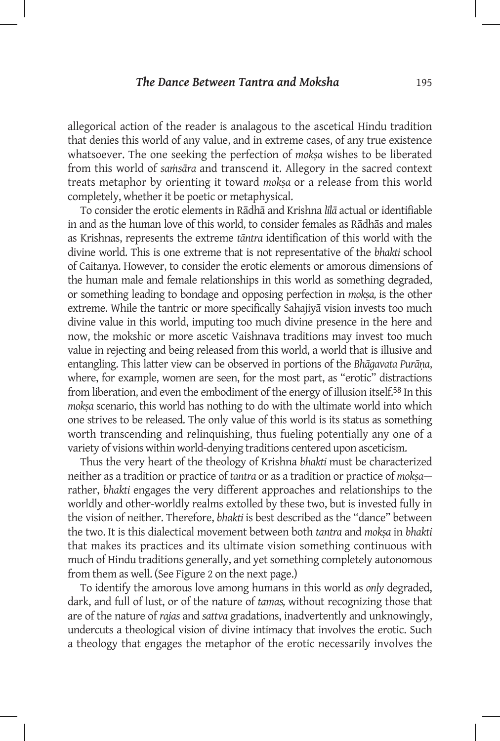allegorical action of the reader is analagous to the ascetical Hindu tradition that denies this world of any value, and in extreme cases, of any true existence whatsoever. The one seeking the perfection of *mokṣa* wishes to be liberated from this world of *saṁsāra* and transcend it. Allegory in the sacred context treats metaphor by orienting it toward *mokṣa* or a release from this world completely, whether it be poetic or metaphysical.

To consider the erotic elements in Rādhā and Krishna *līlā* actual or identifiable in and as the human love of this world, to consider females as Rādhās and males as Krishnas, represents the extreme *tāntra* identification of this world with the divine world. This is one extreme that is not representative of the *bhakti* school of Caitanya. However, to consider the erotic elements or amorous dimensions of the human male and female relationships in this world as something degraded, or something leading to bondage and opposing perfection in *mokṣa,* is the other extreme. While the tantric or more specifically Sahajiyā vision invests too much divine value in this world, imputing too much divine presence in the here and now, the mokshic or more ascetic Vaishnava traditions may invest too much value in rejecting and being released from this world, a world that is illusive and entangling. This latter view can be observed in portions of the *Bhāgavata Purāṇa*, where, for example, women are seen, for the most part, as "erotic" distractions from liberation, and even the embodiment of the energy of illusion itself.[58] In this *mokṣa* scenario, this world has nothing to do with the ultimate world into which one strives to be released. The only value of this world is its status as something worth transcending and relinquishing, thus fueling potentially any one of a variety of visions within world-denying traditions centered upon asceticism.

Thus the very heart of the theology of Krishna *bhakti* must be characterized neither as a tradition or practice of *tantra* or as a tradition or practice of *mokṣa*—rather, *bhakti* engages the very different approaches and relationships to the worldly and other-worldly realms extolled by these two, but is invested fully in the vision of neither. Therefore, *bhakti* is best described as the "dance" between the two. It is this dialectical movement between both *tantra* and *mokṣa* in *bhakti* that makes its practices and its ultimate vision something continuous with much of Hindu traditions generally, and yet something completely autonomous from them as well. (See Figure 2 on the next page.)

To identify the amorous love among humans in this world as *only* degraded, dark, and full of lust, or of the nature of *tamas,* without recognizing those that are of the nature of *rajas* and *sattva* gradations, inadvertently and unknowingly, undercuts a theological vision of divine intimacy that involves the erotic. Such a theology that engages the metaphor of the erotic necessarily involves the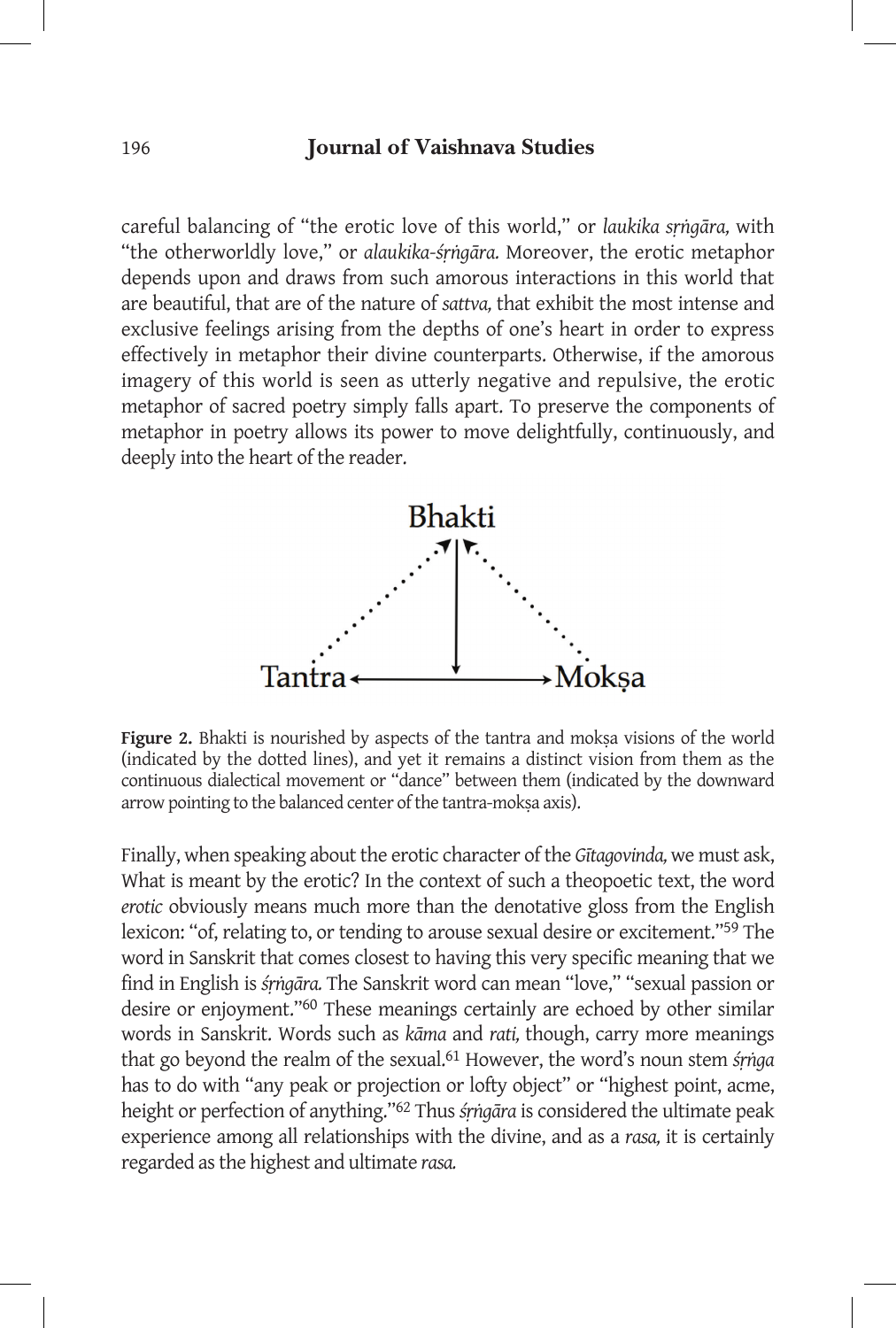careful balancing of "the erotic love of this world," or *laukika sṛṅgāra,* with "the otherworldly love," or *alaukika-śṛṅgāra.* Moreover, the erotic metaphor depends upon and draws from such amorous interactions in this world that are beautiful, that are of the nature of *sattva,* that exhibit the most intense and exclusive feelings arising from the depths of one's heart in order to express effectively in metaphor their divine counterparts. Otherwise, if the amorous imagery of this world is seen as utterly negative and repulsive, the erotic metaphor of sacred poetry simply falls apart. To preserve the components of metaphor in poetry allows its power to move delightfully, continuously, and deeply into the heart of the reader.

Bhakti

Tantra ← → Mokṣa

**Figure 2.** Bhakti is nourished by aspects of the tantra and mokṣa visions of the world (indicated by the dotted lines), and yet it remains a distinct vision from them as the continuous dialectical movement or "dance" between them (indicated by the downward arrow pointing to the balanced center of the tantra-mokṣa axis).

Finally, when speaking about the erotic character of the *Gītagovinda,* we must ask, What is meant by the erotic? In the context of such a theopoetic text, the word *erotic* obviously means much more than the denotative gloss from the English lexicon: "of, relating to, or tending to arouse sexual desire or excitement."[59] The word in Sanskrit that comes closest to having this very specific meaning that we find in English is *śṛṅgāra.* The Sanskrit word can mean "love," "sexual passion or desire or enjoyment."[60] These meanings certainly are echoed by other similar words in Sanskrit. Words such as *kāma* and *rati,* though, carry more meanings that go beyond the realm of the sexual.[61] However, the word's noun stem *śṛṅga* has to do with "any peak or projection or lofty object" or "highest point, acme, height or perfection of anything."[62] Thus *śṛṅgāra* is considered the ultimate peak experience among all relationships with the divine, and as a *rasa,* it is certainly regarded as the highest and ultimate *rasa.*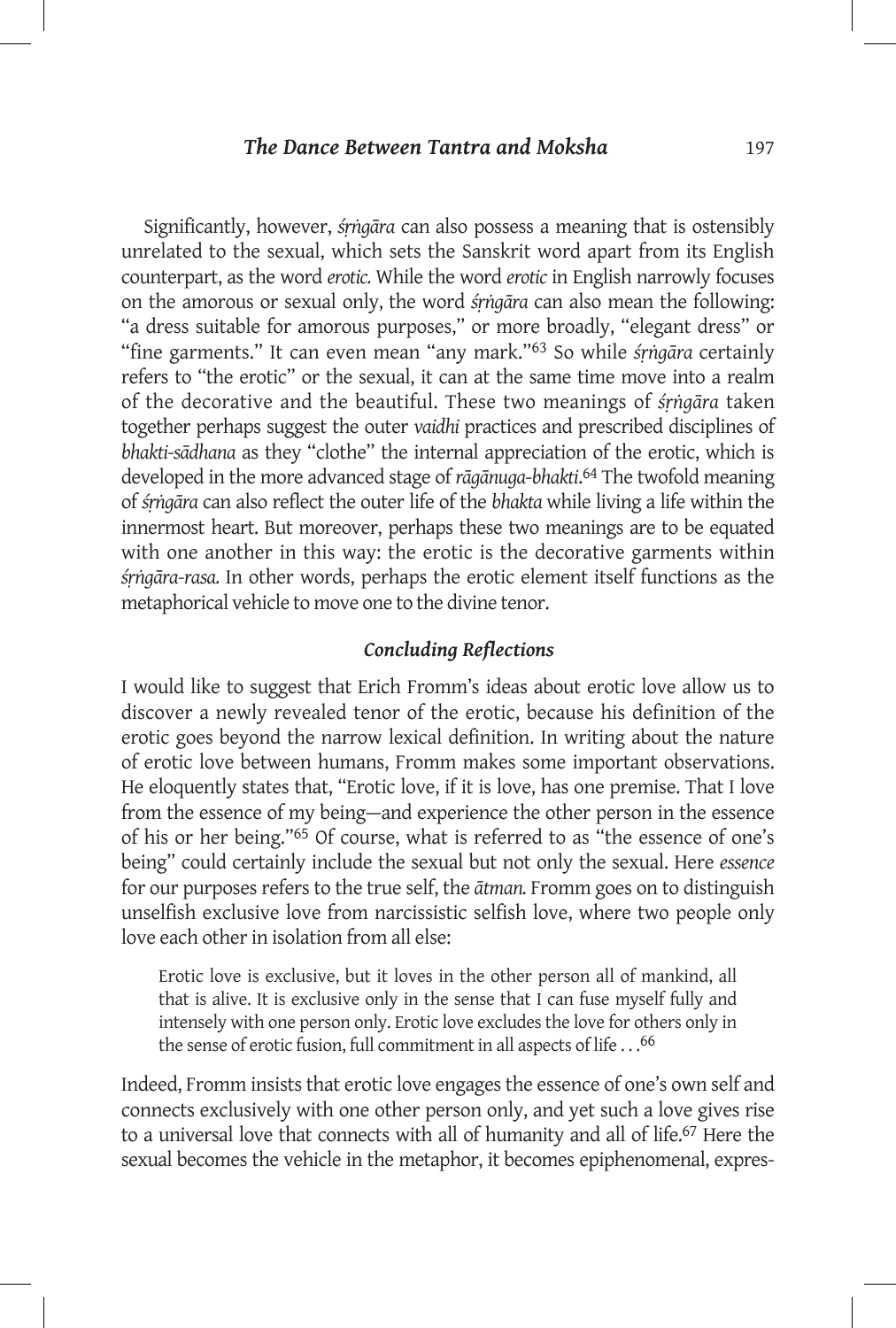Significantly, however, *śṛṅgāra* can also possess a meaning that is ostensibly unrelated to the sexual, which sets the Sanskrit word apart from its English counterpart, as the word *erotic.* While the word *erotic* in English narrowly focuses on the amorous or sexual only, the word *śṛṅgāra* can also mean the following: "a dress suitable for amorous purposes," or more broadly, "elegant dress" or "fine garments." It can even mean "any mark."[63] So while *śṛṅgāra* certainly refers to "the erotic" or the sexual, it can at the same time move into a realm of the decorative and the beautiful. These two meanings of *śṛṅgāra* taken together perhaps suggest the outer *vaidhi* practices and prescribed disciplines of *bhakti-sādhana* as they "clothe" the internal appreciation of the erotic, which is developed in the more advanced stage of *rāgānuga-bhakti*.[64] The twofold meaning of *śṛṅgāra* can also reflect the outer life of the *bhakta* while living a life within the innermost heart. But moreover, perhaps these two meanings are to be equated with one another in this way: the erotic is the decorative garments within *śṛṅgāra-rasa.* In other words, perhaps the erotic element itself functions as the metaphorical vehicle to move one to the divine tenor.

### *Concluding Reflections*

I would like to suggest that Erich Fromm's ideas about erotic love allow us to discover a newly revealed tenor of the erotic, because his definition of the erotic goes beyond the narrow lexical definition. In writing about the nature of erotic love between humans, Fromm makes some important observations. He eloquently states that, "Erotic love, if it is love, has one premise. That I love from the essence of my being—and experience the other person in the essence of his or her being."[65] Of course, what is referred to as "the essence of one's being" could certainly include the sexual but not only the sexual. Here *essence* for our purposes refers to the true self, the *ātman.* Fromm goes on to distinguish unselfish exclusive love from narcissistic selfish love, where two people only love each other in isolation from all else:

> Erotic love is exclusive, but it loves in the other person all of mankind, all that is alive. It is exclusive only in the sense that I can fuse myself fully and intensely with one person only. Erotic love excludes the love for others only in the sense of erotic fusion, full commitment in all aspects of life . . .[66]

Indeed, Fromm insists that erotic love engages the essence of one's own self and connects exclusively with one other person only, and yet such a love gives rise to a universal love that connects with all of humanity and all of life.[67] Here the sexual becomes the vehicle in the metaphor, it becomes epiphenomenal, expres-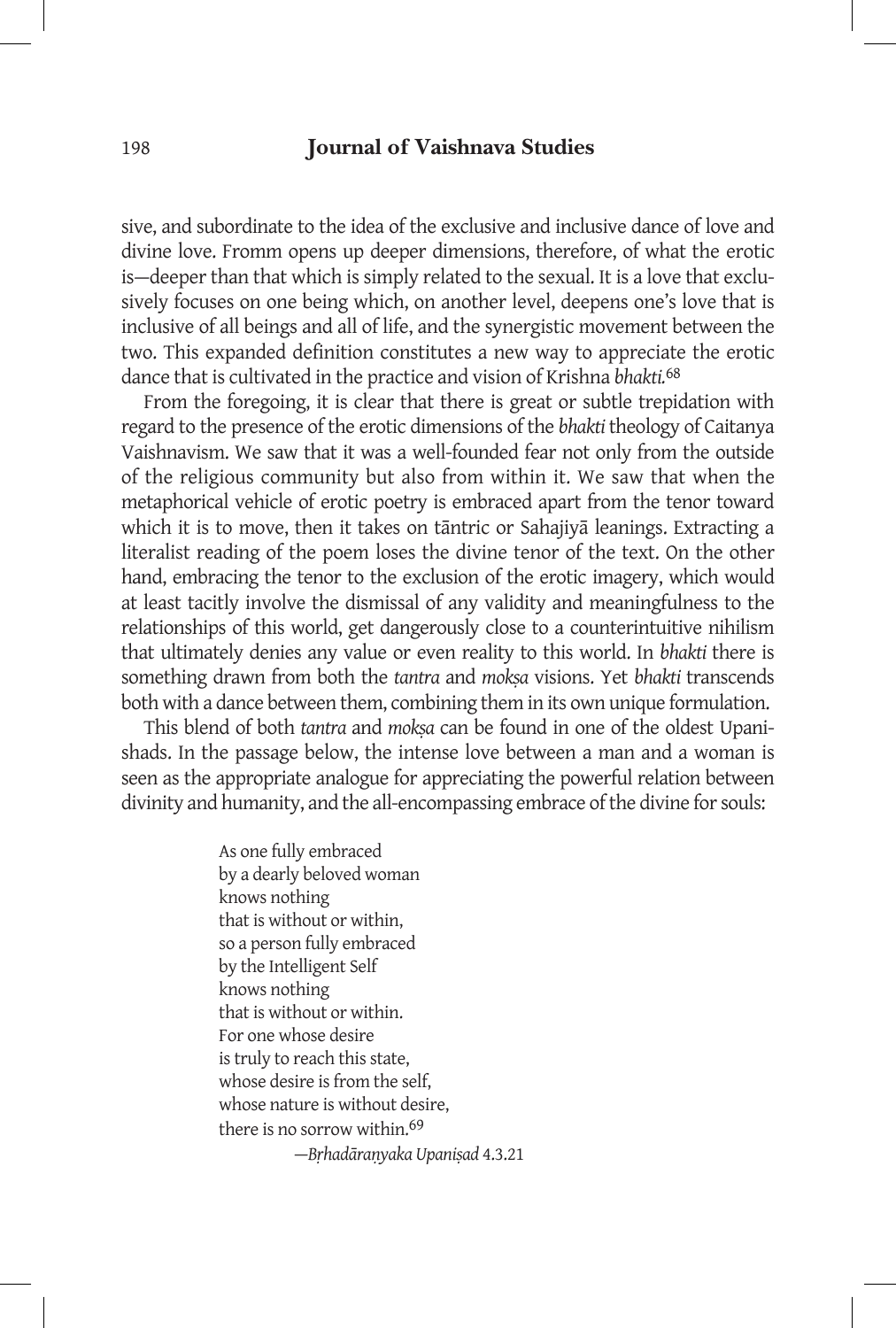sive, and subordinate to the idea of the exclusive and inclusive dance of love and divine love. Fromm opens up deeper dimensions, therefore, of what the erotic is—deeper than that which is simply related to the sexual. It is a love that exclusively focuses on one being which, on another level, deepens one's love that is inclusive of all beings and all of life, and the synergistic movement between the two. This expanded definition constitutes a new way to appreciate the erotic dance that is cultivated in the practice and vision of Krishna *bhakti.*[68]

From the foregoing, it is clear that there is great or subtle trepidation with regard to the presence of the erotic dimensions of the *bhakti* theology of Caitanya Vaishnavism. We saw that it was a well-founded fear not only from the outside of the religious community but also from within it. We saw that when the metaphorical vehicle of erotic poetry is embraced apart from the tenor toward which it is to move, then it takes on tāntric or Sahajiyā leanings. Extracting a literalist reading of the poem loses the divine tenor of the text. On the other hand, embracing the tenor to the exclusion of the erotic imagery, which would at least tacitly involve the dismissal of any validity and meaningfulness to the relationships of this world, get dangerously close to a counterintuitive nihilism that ultimately denies any value or even reality to this world. In *bhakti* there is something drawn from both the *tantra* and *mokṣa* visions. Yet *bhakti* transcends both with a dance between them, combining them in its own unique formulation.

This blend of both *tantra* and *mokṣa* can be found in one of the oldest Upanishads. In the passage below, the intense love between a man and a woman is seen as the appropriate analogue for appreciating the powerful relation between divinity and humanity, and the all-encompassing embrace of the divine for souls:

> As one fully embraced
> by a dearly beloved woman
> knows nothing
> that is without or within,
> so a person fully embraced
> by the Intelligent Self
> knows nothing
> that is without or within.
> For one whose desire
> is truly to reach this state,
> whose desire is from the self,
> whose nature is without desire,
> there is no sorrow within.[69]
>
> —*Bṛhadāraṇyaka Upaniṣad* 4.3.21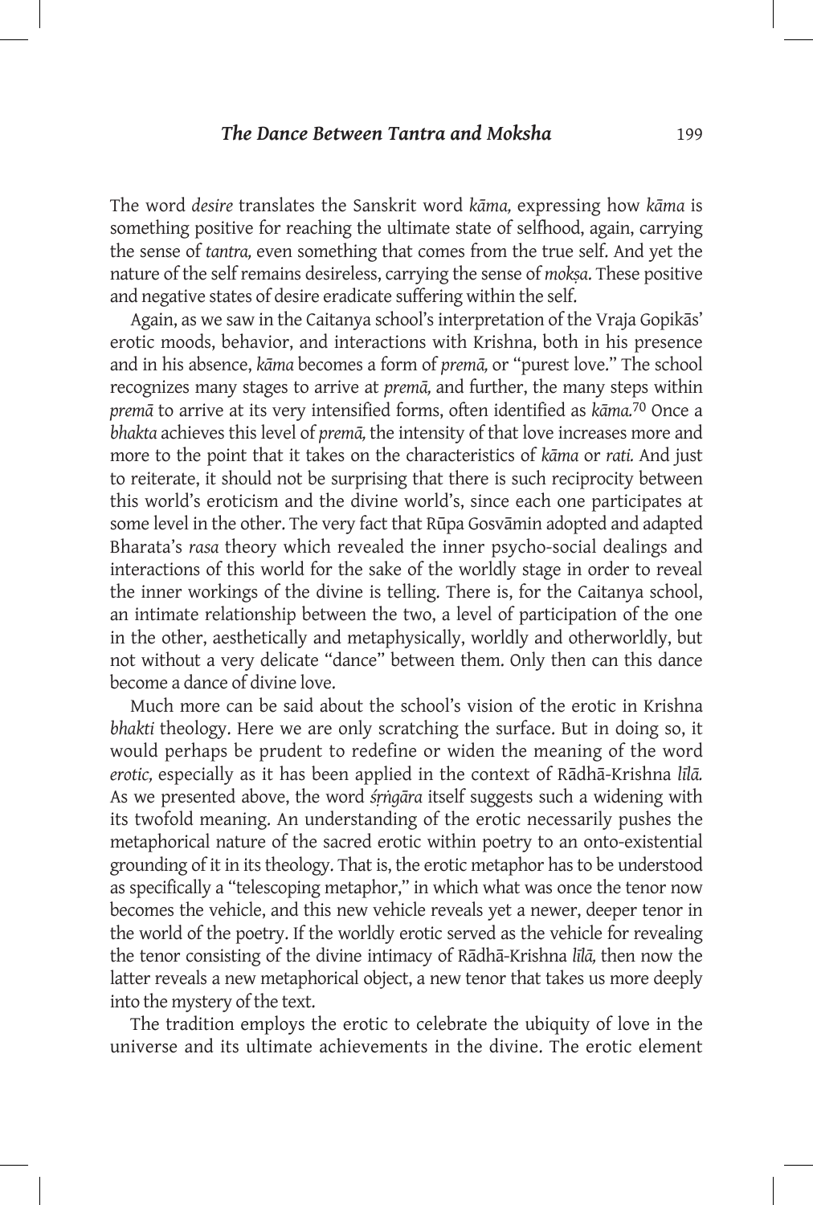The word *desire* translates the Sanskrit word *kāma,* expressing how *kāma* is something positive for reaching the ultimate state of selfhood, again, carrying the sense of *tantra,* even something that comes from the true self. And yet the nature of the self remains desireless, carrying the sense of *mokṣa.* These positive and negative states of desire eradicate suffering within the self.

Again, as we saw in the Caitanya school's interpretation of the Vraja Gopikās' erotic moods, behavior, and interactions with Krishna, both in his presence and in his absence, *kāma* becomes a form of *premā,* or "purest love." The school recognizes many stages to arrive at *premā,* and further, the many steps within *premā* to arrive at its very intensified forms, often identified as *kāma.*[70] Once a *bhakta* achieves this level of *premā,* the intensity of that love increases more and more to the point that it takes on the characteristics of *kāma* or *rati.* And just to reiterate, it should not be surprising that there is such reciprocity between this world's eroticism and the divine world's, since each one participates at some level in the other. The very fact that Rūpa Gosvāmin adopted and adapted Bharata's *rasa* theory which revealed the inner psycho-social dealings and interactions of this world for the sake of the worldly stage in order to reveal the inner workings of the divine is telling. There is, for the Caitanya school, an intimate relationship between the two, a level of participation of the one in the other, aesthetically and metaphysically, worldly and otherworldly, but not without a very delicate "dance" between them. Only then can this dance become a dance of divine love.

Much more can be said about the school's vision of the erotic in Krishna *bhakti* theology. Here we are only scratching the surface. But in doing so, it would perhaps be prudent to redefine or widen the meaning of the word *erotic,* especially as it has been applied in the context of Rādhā-Krishna *līlā.* As we presented above, the word *śṛṅgāra* itself suggests such a widening with its twofold meaning. An understanding of the erotic necessarily pushes the metaphorical nature of the sacred erotic within poetry to an onto-existential grounding of it in its theology. That is, the erotic metaphor has to be understood as specifically a "telescoping metaphor," in which what was once the tenor now becomes the vehicle, and this new vehicle reveals yet a newer, deeper tenor in the world of the poetry. If the worldly erotic served as the vehicle for revealing the tenor consisting of the divine intimacy of Rādhā-Krishna *līlā,* then now the latter reveals a new metaphorical object, a new tenor that takes us more deeply into the mystery of the text.

The tradition employs the erotic to celebrate the ubiquity of love in the universe and its ultimate achievements in the divine. The erotic element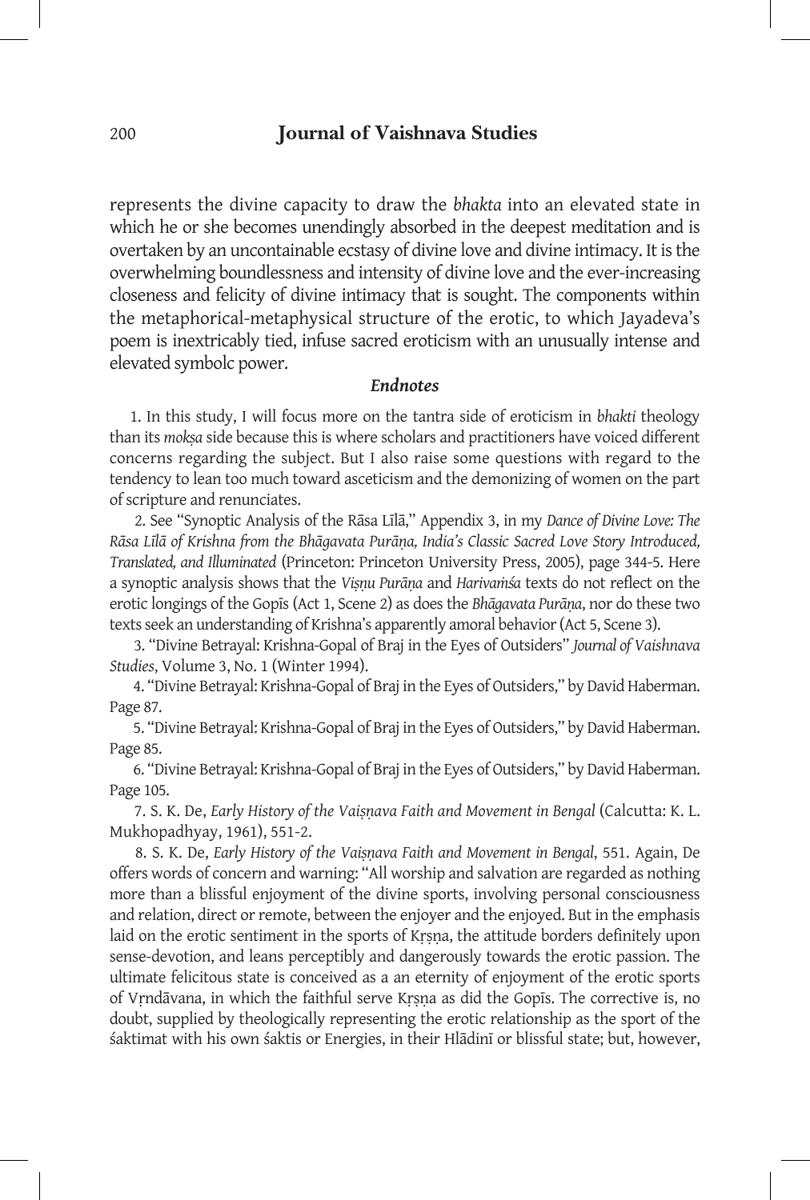represents the divine capacity to draw the *bhakta* into an elevated state in which he or she becomes unendingly absorbed in the deepest meditation and is overtaken by an uncontainable ecstasy of divine love and divine intimacy. It is the overwhelming boundlessness and intensity of divine love and the ever-increasing closeness and felicity of divine intimacy that is sought. The components within the metaphorical-metaphysical structure of the erotic, to which Jayadeva's poem is inextricably tied, infuse sacred eroticism with an unusually intense and elevated symbolc power.

### *Endnotes*

1. In this study, I will focus more on the tantra side of eroticism in *bhakti* theology than its *mokṣa* side because this is where scholars and practitioners have voiced different concerns regarding the subject. But I also raise some questions with regard to the tendency to lean too much toward asceticism and the demonizing of women on the part of scripture and renunciates.

2. See "Synoptic Analysis of the Rāsa Līlā," Appendix 3, in my *Dance of Divine Love: The Rāsa Līlā of Krishna from the Bhāgavata Purāṇa, India's Classic Sacred Love Story Introduced, Translated, and Illuminated* (Princeton: Princeton University Press, 2005), page 344-5. Here a synoptic analysis shows that the *Viṣṇu Purāṇa* and *Harivaṁśa* texts do not reflect on the erotic longings of the Gopīs (Act 1, Scene 2) as does the *Bhāgavata Purāṇa*, nor do these two texts seek an understanding of Krishna's apparently amoral behavior (Act 5, Scene 3).

3. "Divine Betrayal: Krishna-Gopal of Braj in the Eyes of Outsiders" *Journal of Vaishnava Studies*, Volume 3, No. 1 (Winter 1994).

4. "Divine Betrayal: Krishna-Gopal of Braj in the Eyes of Outsiders," by David Haberman. Page 87.

5. "Divine Betrayal: Krishna-Gopal of Braj in the Eyes of Outsiders," by David Haberman. Page 85.

6. "Divine Betrayal: Krishna-Gopal of Braj in the Eyes of Outsiders," by David Haberman. Page 105.

7. S. K. De, *Early History of the Vaiṣṇava Faith and Movement in Bengal* (Calcutta: K. L. Mukhopadhyay, 1961), 551-2.

8. S. K. De, *Early History of the Vaiṣṇava Faith and Movement in Bengal*, 551. Again, De offers words of concern and warning: "All worship and salvation are regarded as nothing more than a blissful enjoyment of the divine sports, involving personal consciousness and relation, direct or remote, between the enjoyer and the enjoyed. But in the emphasis laid on the erotic sentiment in the sports of Kṛṣṇa, the attitude borders definitely upon sense-devotion, and leans perceptibly and dangerously towards the erotic passion. The ultimate felicitous state is conceived as a an eternity of enjoyment of the erotic sports of Vṛndāvana, in which the faithful serve Kṛṣṇa as did the Gopīs. The corrective is, no doubt, supplied by theologically representing the erotic relationship as the sport of the śaktimat with his own śaktis or Energies, in their Hlādinī or blissful state; but, however,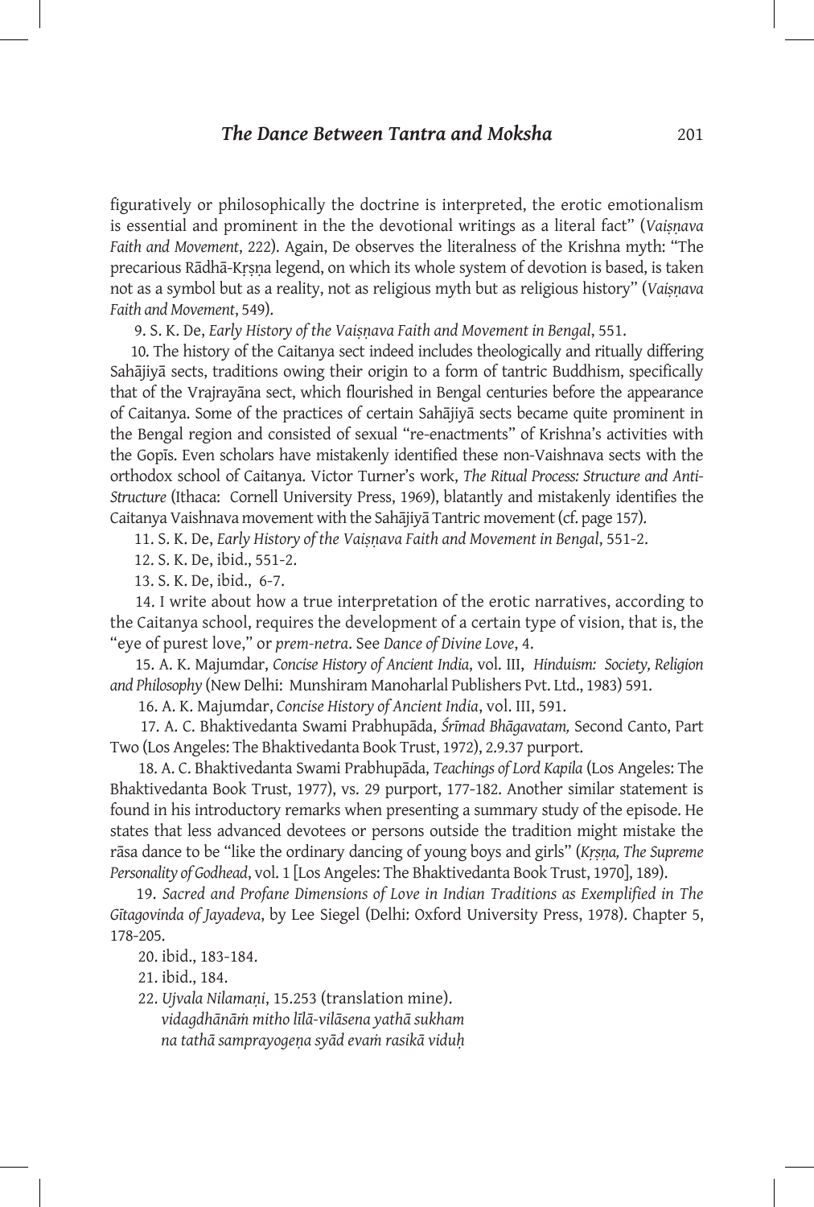figuratively or philosophically the doctrine is interpreted, the erotic emotionalism is essential and prominent in the the devotional writings as a literal fact" (*Vaiṣṇava Faith and Movement*, 222). Again, De observes the literalness of the Krishna myth: "The precarious Rādhā-Kṛṣṇa legend, on which its whole system of devotion is based, is taken not as a symbol but as a reality, not as religious myth but as religious history" (*Vaiṣṇava Faith and Movement*, 549).

9. S. K. De, *Early History of the Vaiṣṇava Faith and Movement in Bengal*, 551.

10. The history of the Caitanya sect indeed includes theologically and ritually differing Sahājiyā sects, traditions owing their origin to a form of tantric Buddhism, specifically that of the Vrajrayāna sect, which flourished in Bengal centuries before the appearance of Caitanya. Some of the practices of certain Sahājiyā sects became quite prominent in the Bengal region and consisted of sexual "re-enactments" of Krishna's activities with the Gopīs. Even scholars have mistakenly identified these non-Vaishnava sects with the orthodox school of Caitanya. Victor Turner's work, *The Ritual Process: Structure and Anti-Structure* (Ithaca: Cornell University Press, 1969), blatantly and mistakenly identifies the Caitanya Vaishnava movement with the Sahājiyā Tantric movement (cf. page 157).

11. S. K. De, *Early History of the Vaiṣṇava Faith and Movement in Bengal*, 551-2.

12. S. K. De, ibid., 551-2.

13. S. K. De, ibid., 6-7.

14. I write about how a true interpretation of the erotic narratives, according to the Caitanya school, requires the development of a certain type of vision, that is, the "eye of purest love," or *prem-netra*. See *Dance of Divine Love*, 4.

15. A. K. Majumdar, *Concise History of Ancient India*, vol. III, *Hinduism: Society, Religion and Philosophy* (New Delhi: Munshiram Manoharlal Publishers Pvt. Ltd., 1983) 591.

16. A. K. Majumdar, *Concise History of Ancient India*, vol. III, 591.

17. A. C. Bhaktivedanta Swami Prabhupāda, *Śrīmad Bhāgavatam,* Second Canto, Part Two (Los Angeles: The Bhaktivedanta Book Trust, 1972), 2.9.37 purport.

18. A. C. Bhaktivedanta Swami Prabhupāda, *Teachings of Lord Kapila* (Los Angeles: The Bhaktivedanta Book Trust, 1977), vs. 29 purport, 177-182. Another similar statement is found in his introductory remarks when presenting a summary study of the episode. He states that less advanced devotees or persons outside the tradition might mistake the rāsa dance to be "like the ordinary dancing of young boys and girls" (*Kṛṣṇa, The Supreme Personality of Godhead*, vol. 1 [Los Angeles: The Bhaktivedanta Book Trust, 1970], 189).

19. *Sacred and Profane Dimensions of Love in Indian Traditions as Exemplified in The Gītagovinda of Jayadeva*, by Lee Siegel (Delhi: Oxford University Press, 1978). Chapter 5, 178-205.

20. ibid., 183-184.

21. ibid., 184.

22. *Ujvala Nilamaṇi*, 15.253 (translation mine).
*vidagdhānāṁ mitho līlā-vilāsena yathā sukham*
*na tathā samprayogeṇa syād evaṁ rasikā viduḥ*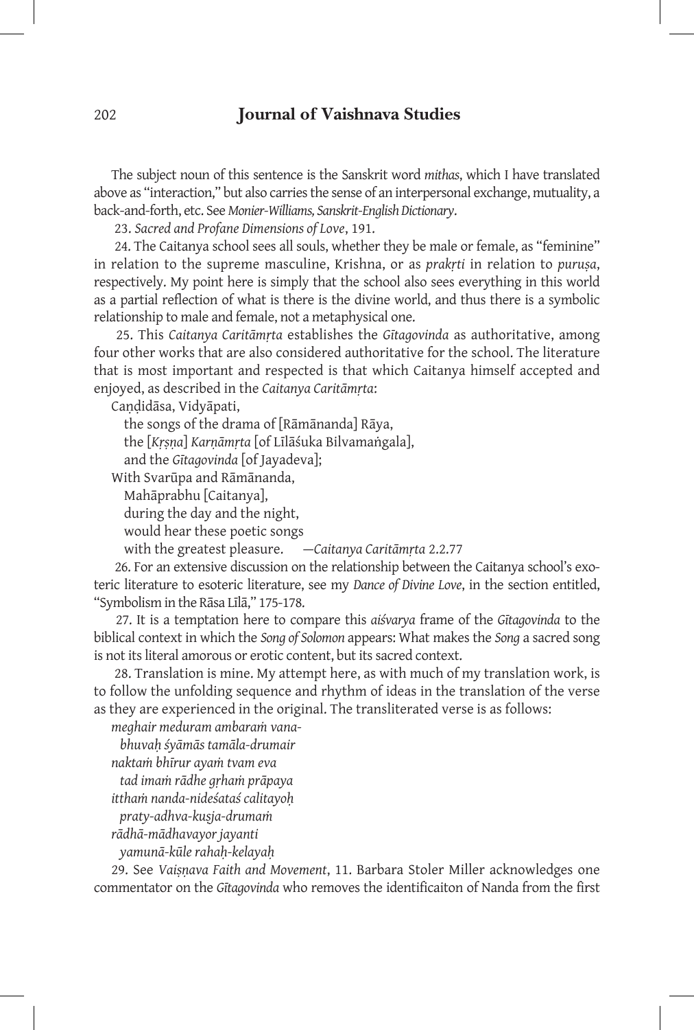The subject noun of this sentence is the Sanskrit word *mithas*, which I have translated above as "interaction," but also carries the sense of an interpersonal exchange, mutuality, a back-and-forth, etc. See *Monier-Williams, Sanskrit-English Dictionary*.

23. *Sacred and Profane Dimensions of Love*, 191.

24. The Caitanya school sees all souls, whether they be male or female, as "feminine" in relation to the supreme masculine, Krishna, or as *prakṛti* in relation to *puruṣa*, respectively. My point here is simply that the school also sees everything in this world as a partial reflection of what is there is the divine world, and thus there is a symbolic relationship to male and female, not a metaphysical one.

25. This *Caitanya Caritāmṛta* establishes the *Gītagovinda* as authoritative, among four other works that are also considered authoritative for the school. The literature that is most important and respected is that which Caitanya himself accepted and enjoyed, as described in the *Caitanya Caritāmṛta*:

Caṇḍidāsa, Vidyāpati,
  the songs of the drama of [Rāmānanda] Rāya,
  the [*Kṛṣṇa*] *Karṇāmṛta* [of Līlāśuka Bilvamaṅgala],
  and the *Gītagovinda* [of Jayadeva];
With Svarūpa and Rāmānanda,
  Mahāprabhu [Caitanya],
  during the day and the night,
  would hear these poetic songs
  with the greatest pleasure. —*Caitanya Caritāmṛta* 2.2.77

26. For an extensive discussion on the relationship between the Caitanya school's exoteric literature to esoteric literature, see my *Dance of Divine Love*, in the section entitled, "Symbolism in the Rāsa Līlā," 175-178.

27. It is a temptation here to compare this *aiśvarya* frame of the *Gītagovinda* to the biblical context in which the *Song of Solomon* appears: What makes the *Song* a sacred song is not its literal amorous or erotic content, but its sacred context.

28. Translation is mine. My attempt here, as with much of my translation work, is to follow the unfolding sequence and rhythm of ideas in the translation of the verse as they are experienced in the original. The transliterated verse is as follows:

*meghair meduram ambaraṁ vana-*
  *bhuvaḥ śyāmās tamāla-drumair*
*naktaṁ bhīrur ayaṁ tvam eva*
  *tad imaṁ rādhe gṛhaṁ prāpaya*
*itthaṁ nanda-nideśataś calitayoḥ*
  *praty-adhva-kuṣja-drumaṁ*
*rādhā-mādhavayor jayanti*
  *yamunā-kūle rahaḥ-kelayaḥ*

29. See *Vaiṣṇava Faith and Movement*, 11. Barbara Stoler Miller acknowledges one commentator on the *Gītagovinda* who removes the identificaiton of Nanda from the first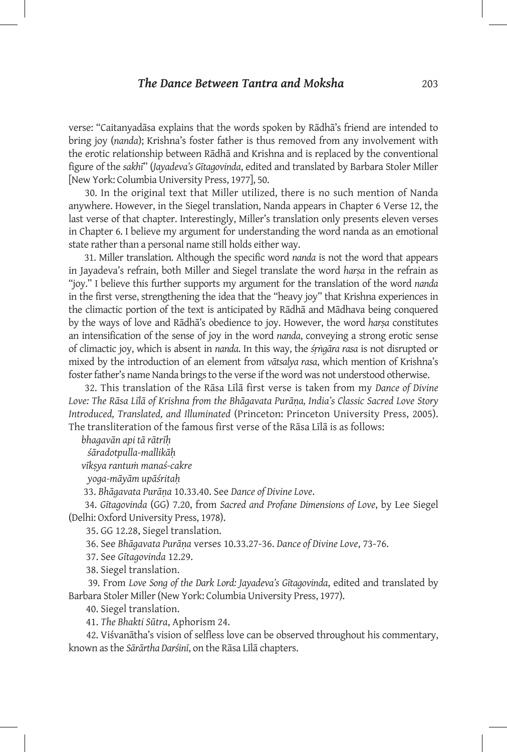verse: "Caitanyadāsa explains that the words spoken by Rādhā's friend are intended to bring joy (*nanda*); Krishna's foster father is thus removed from any involvement with the erotic relationship between Rādhā and Krishna and is replaced by the conventional figure of the *sakhī*" (*Jayadeva's Gītagovinda*, edited and translated by Barbara Stoler Miller [New York: Columbia University Press, 1977], 50.

30. In the original text that Miller utilized, there is no such mention of Nanda anywhere. However, in the Siegel translation, Nanda appears in Chapter 6 Verse 12, the last verse of that chapter. Interestingly, Miller's translation only presents eleven verses in Chapter 6. I believe my argument for understanding the word nanda as an emotional state rather than a personal name still holds either way.

31. Miller translation. Although the specific word *nanda* is not the word that appears in Jayadeva's refrain, both Miller and Siegel translate the word *harṣa* in the refrain as "joy." I believe this further supports my argument for the translation of the word *nanda* in the first verse, strengthening the idea that the "heavy joy" that Krishna experiences in the climactic portion of the text is anticipated by Rādhā and Mādhava being conquered by the ways of love and Rādhā's obedience to joy. However, the word *harṣa* constitutes an intensification of the sense of joy in the word *nanda*, conveying a strong erotic sense of climactic joy, which is absent in *nanda*. In this way, the *śṛṅgāra rasa* is not disrupted or mixed by the introduction of an element from *vātsalya rasa*, which mention of Krishna's foster father's name Nanda brings to the verse if the word was not understood otherwise.

32. This translation of the Rāsa Līlā first verse is taken from my *Dance of Divine Love: The Rāsa Līlā of Krishna from the Bhāgavata Purāṇa, India's Classic Sacred Love Story Introduced, Translated, and Illuminated* (Princeton: Princeton University Press, 2005). The transliteration of the famous first verse of the Rāsa Līlā is as follows:

*bhagavān api tā rātrīḥ*
*śāradotpulla-mallikāḥ*
*vīkṣya rantuṁ manaś-cakre*
*yoga-māyām upāśritaḥ*

33. *Bhāgavata Purāṇa* 10.33.40. See *Dance of Divine Love*.

34. *Gītagovinda* (GG) 7.20, from *Sacred and Profane Dimensions of Love*, by Lee Siegel (Delhi: Oxford University Press, 1978).

35. GG 12.28, Siegel translation.

36. See *Bhāgavata Purāṇa* verses 10.33.27-36. *Dance of Divine Love*, 73-76.

37. See *Gītagovinda* 12.29.

38. Siegel translation.

39. From *Love Song of the Dark Lord: Jayadeva's Gītagovinda*, edited and translated by Barbara Stoler Miller (New York: Columbia University Press, 1977).

40. Siegel translation.

41. *The Bhakti Sūtra*, Aphorism 24.

42. Viśvanātha's vision of selfless love can be observed throughout his commentary, known as the *Sārārtha Darśinī*, on the Rāsa Līlā chapters.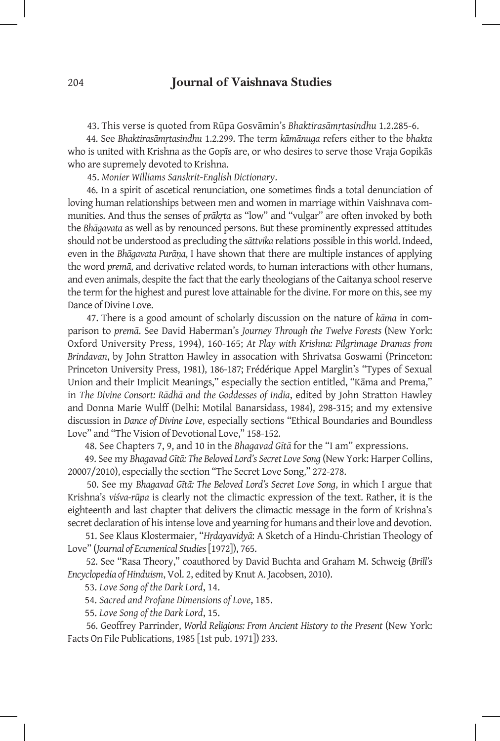43. This verse is quoted from Rūpa Gosvāmin's *Bhaktirasāmṛtasindhu* 1.2.285-6.

44. See *Bhaktirasāmṛtasindhu* 1.2.299. The term *kāmānuga* refers either to the *bhakta* who is united with Krishna as the Gopīs are, or who desires to serve those Vraja Gopikās who are supremely devoted to Krishna.

45. *Monier Williams Sanskrit-English Dictionary*.

46. In a spirit of ascetical renunciation, one sometimes finds a total denunciation of loving human relationships between men and women in marriage within Vaishnava communities. And thus the senses of *prākṛta* as "low" and "vulgar" are often invoked by both the *Bhāgavata* as well as by renounced persons. But these prominently expressed attitudes should not be understood as precluding the *sāttvika* relations possible in this world. Indeed, even in the *Bhāgavata Purāṇa*, I have shown that there are multiple instances of applying the word *premā*, and derivative related words, to human interactions with other humans, and even animals, despite the fact that the early theologians of the Caitanya school reserve the term for the highest and purest love attainable for the divine. For more on this, see my Dance of Divine Love.

47. There is a good amount of scholarly discussion on the nature of *kāma* in comparison to *premā*. See David Haberman's *Journey Through the Twelve Forests* (New York: Oxford University Press, 1994), 160-165; *At Play with Krishna: Pilgrimage Dramas from Brindavan*, by John Stratton Hawley in assocation with Shrivatsa Goswami (Princeton: Princeton University Press, 1981), 186-187; Frédérique Appel Marglin's "Types of Sexual Union and their Implicit Meanings," especially the section entitled, "Kāma and Prema," in *The Divine Consort: Rādhā and the Goddesses of India*, edited by John Stratton Hawley and Donna Marie Wulff (Delhi: Motilal Banarsidass, 1984), 298-315; and my extensive discussion in *Dance of Divine Love*, especially sections "Ethical Boundaries and Boundless Love" and "The Vision of Devotional Love," 158-152.

48. See Chapters 7, 9, and 10 in the *Bhagavad Gītā* for the "I am" expressions.

49. See my *Bhagavad Gītā: The Beloved Lord's Secret Love Song* (New York: Harper Collins, 20007/2010), especially the section "The Secret Love Song," 272-278.

50. See my *Bhagavad Gītā: The Beloved Lord's Secret Love Song*, in which I argue that Krishna's *viśva-rūpa* is clearly not the climactic expression of the text. Rather, it is the eighteenth and last chapter that delivers the climactic message in the form of Krishna's secret declaration of his intense love and yearning for humans and their love and devotion.

51. See Klaus Klostermaier, "*Hṛdayavidyā*: A Sketch of a Hindu-Christian Theology of Love" (*Journal of Ecumenical Studies* [1972]), 765.

52. See "Rasa Theory," coauthored by David Buchta and Graham M. Schweig (*Brill's Encyclopedia of Hinduism*, Vol. 2, edited by Knut A. Jacobsen, 2010).

53. *Love Song of the Dark Lord*, 14.

54. *Sacred and Profane Dimensions of Love*, 185.

55. *Love Song of the Dark Lord*, 15.

56. Geoffrey Parrinder, *World Religions: From Ancient History to the Present* (New York: Facts On File Publications, 1985 [1st pub. 1971]) 233.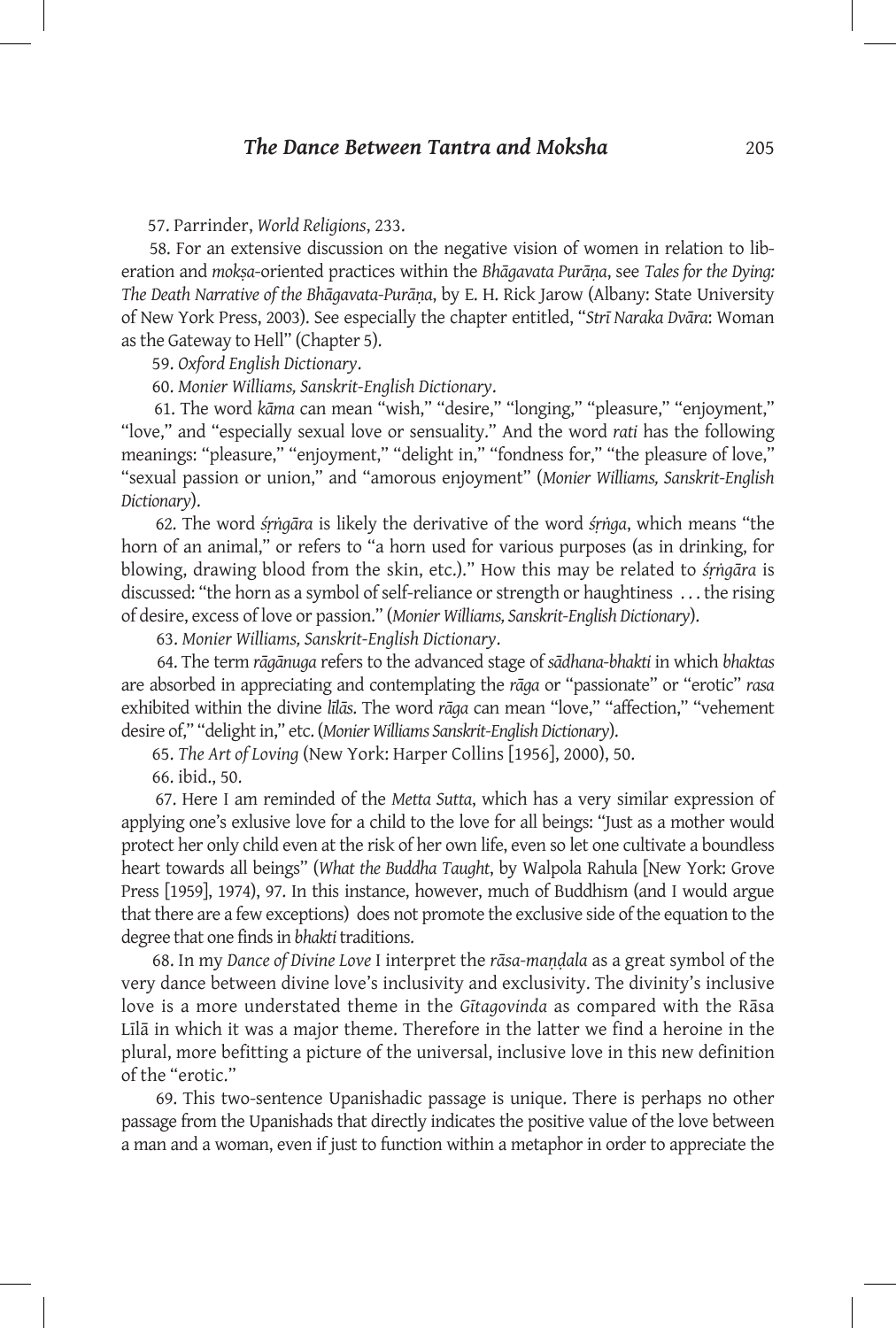57. Parrinder, *World Religions*, 233.

58. For an extensive discussion on the negative vision of women in relation to liberation and *mokṣa*-oriented practices within the *Bhāgavata Purāṇa*, see *Tales for the Dying: The Death Narrative of the Bhāgavata-Purāṇa*, by E. H. Rick Jarow (Albany: State University of New York Press, 2003). See especially the chapter entitled, "*Strī Naraka Dvāra*: Woman as the Gateway to Hell" (Chapter 5).

59. *Oxford English Dictionary*.

60. *Monier Williams, Sanskrit-English Dictionary*.

61. The word *kāma* can mean "wish," "desire," "longing," "pleasure," "enjoyment," "love," and "especially sexual love or sensuality." And the word *rati* has the following meanings: "pleasure," "enjoyment," "delight in," "fondness for," "the pleasure of love," "sexual passion or union," and "amorous enjoyment" (*Monier Williams, Sanskrit-English Dictionary*).

62. The word *śṛṅgāra* is likely the derivative of the word *śṛṅga*, which means "the horn of an animal," or refers to "a horn used for various purposes (as in drinking, for blowing, drawing blood from the skin, etc.)." How this may be related to *śṛṅgāra* is discussed: "the horn as a symbol of self-reliance or strength or haughtiness . . . the rising of desire, excess of love or passion." (*Monier Williams, Sanskrit-English Dictionary*).

63. *Monier Williams, Sanskrit-English Dictionary*.

64. The term *rāgānuga* refers to the advanced stage of *sādhana-bhakti* in which *bhaktas* are absorbed in appreciating and contemplating the *rāga* or "passionate" or "erotic" *rasa* exhibited within the divine *līlās*. The word *rāga* can mean "love," "affection," "vehement desire of," "delight in," etc. (*Monier Williams Sanskrit-English Dictionary*).

65. *The Art of Loving* (New York: Harper Collins [1956], 2000), 50.

66. ibid., 50.

67. Here I am reminded of the *Metta Sutta*, which has a very similar expression of applying one's exlusive love for a child to the love for all beings: "Just as a mother would protect her only child even at the risk of her own life, even so let one cultivate a boundless heart towards all beings" (*What the Buddha Taught*, by Walpola Rahula [New York: Grove Press [1959], 1974), 97. In this instance, however, much of Buddhism (and I would argue that there are a few exceptions) does not promote the exclusive side of the equation to the degree that one finds in *bhakti* traditions.

68. In my *Dance of Divine Love* I interpret the *rāsa-maṇḍala* as a great symbol of the very dance between divine love's inclusivity and exclusivity. The divinity's inclusive love is a more understated theme in the *Gītagovinda* as compared with the Rāsa Līlā in which it was a major theme. Therefore in the latter we find a heroine in the plural, more befitting a picture of the universal, inclusive love in this new definition of the "erotic."

69. This two-sentence Upanishadic passage is unique. There is perhaps no other passage from the Upanishads that directly indicates the positive value of the love between a man and a woman, even if just to function within a metaphor in order to appreciate the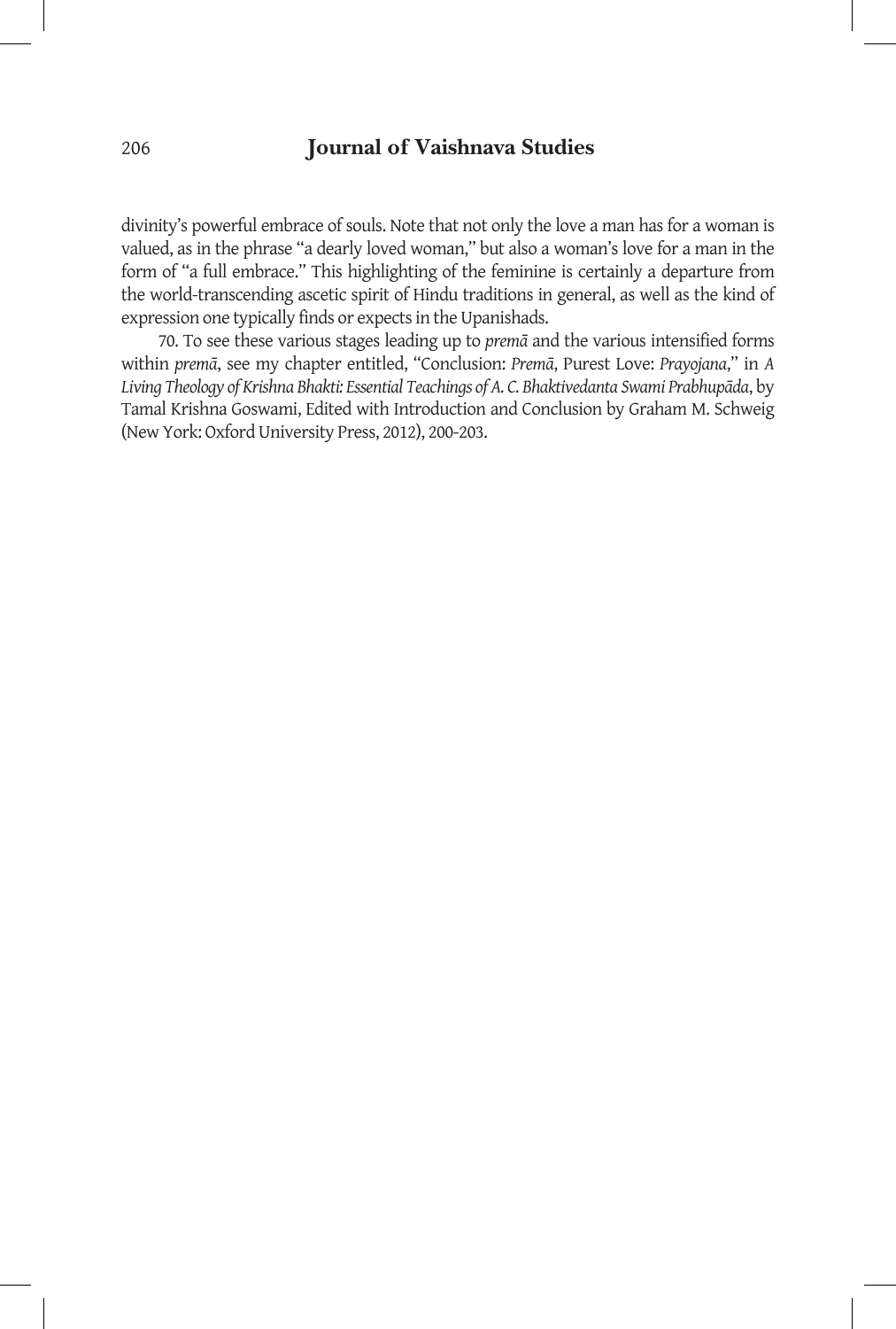divinity's powerful embrace of souls. Note that not only the love a man has for a woman is valued, as in the phrase "a dearly loved woman," but also a woman's love for a man in the form of "a full embrace." This highlighting of the feminine is certainly a departure from the world-transcending ascetic spirit of Hindu traditions in general, as well as the kind of expression one typically finds or expects in the Upanishads.

70. To see these various stages leading up to *premā* and the various intensified forms within *premā*, see my chapter entitled, "Conclusion: *Premā*, Purest Love: *Prayojana*," in *A Living Theology of Krishna Bhakti: Essential Teachings of A. C. Bhaktivedanta Swami Prabhupāda*, by Tamal Krishna Goswami, Edited with Introduction and Conclusion by Graham M. Schweig (New York: Oxford University Press, 2012), 200-203.